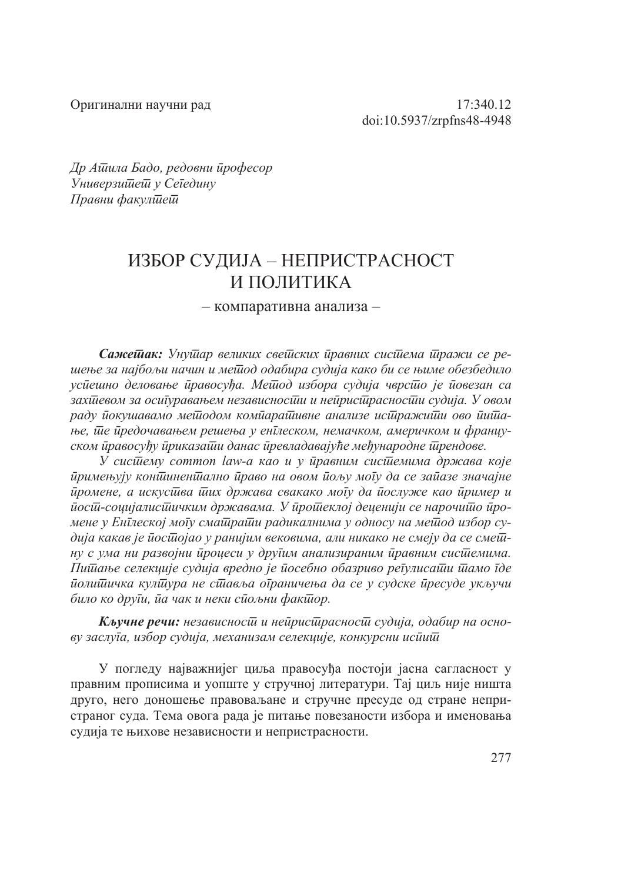Оригинални научни рад

17:340.12
doi:10.5937/zrpfns48-4948

*Др Атила Бадо, редовни професор*
*Универзитет у Сегедину*
*Правни факултет*

# ИЗБОР СУДИЈА – НЕПРИСТРАСНОСТ И ПОЛИТИКА

## – компаративна анализа –

***Сажетак:*** *Унутар великих светских правних система тражи се решење за најбољи начин и метод одабира судија како би се њиме обезбедило успешно деловање правосуђа. Метод избора судија чврсто је повезан са захтевом за осигуравањем независности и непристрасности судија. У овом раду покушавамо методом компаративне анализе истражити ово питање, те предочавањем решења у енглеском, немачком, америчком и француском правосуђу приказати данас превладавајуће међународне трендове.*

*У систему common law-a као и у правним системима држава које примењују континентално право на овом пољу могу да се запазе значајне промене, а искуства тих држава свакако могу да послуже као пример и пост-социјалистичким државама. У протеклој деценији се нарочито промене у Енглеској могу сматрати радикалнима у односу на метод избор судија какав је постојао у ранијим вековима, али никако не смеју да се смет-ну с ума ни развојни процеси у другим анализираним правним системима. Питање селекције судија вредно је посебно обазриво регулисати тамо где политичка култура не ставља ограничења да се у судске пресуде укључи било ко други, па чак и неки спољни фактор.*

***Кључне речи:*** *независност и непристрасност судија, одабир на основу заслуга, избор судија, механизам селекције, конкурсни испит*

У погледу најважнијег циља правосуђа постоји јасна сагласност у правним прописима и уопште у стручној литератури. Тај циљ није ништа друго, него доношење правовољане и стручне пресуде од стране непристраног суда. Тема овога рада је питање повезаности избора и именовања судија те њихове независности и непристрасности.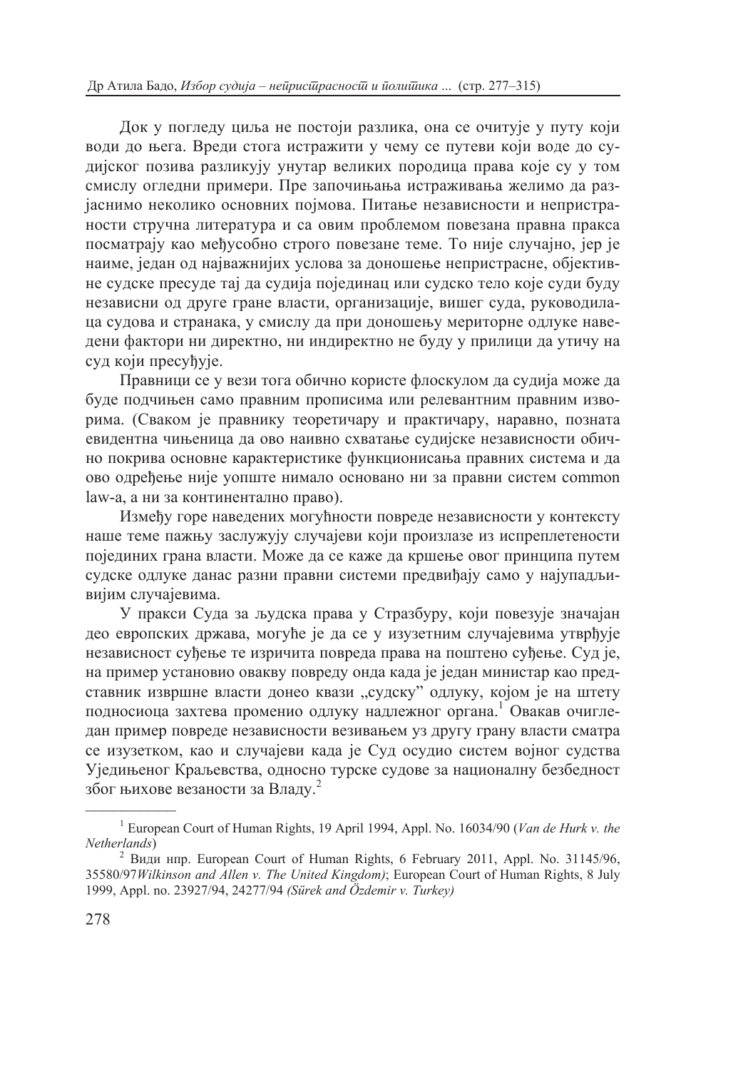Док у погледу циља не постоји разлика, она се очитује у путу који води до њега. Вреди стога истражити у чему се путеви који воде до судијског позива разликују унутар великих породица права које су у том смислу огледни примери. Пре започињања истраживања желимо да разјаснимо неколико основних појмова. Питање независности и непристрасности стручна литература и са овим проблемом повезана правна пракса посматрају као међусобно строго повезане теме. То није случајно, јер је наиме, један од најважнијих услова за доношење непристрасне, објективне судске пресуде тај да судија појединац или судско тело које суди буду независни од друге гране власти, организације, вишег суда, руководилаца судова и странака, у смислу да при доношењу мериторне одлуке наведени фактори ни директно, ни индиректно не буду у прилици да утичу на суд који пресуђује.

Правници се у вези тога обично користе флоскулом да судија може да буде подчињен само правним прописима или релевантним правним изворима. (Сваком је правнику теоретичару и практичару, наравно, позната евидентна чињеница да ово наивно схватање судијске независности обично покрива основне карактеристике функционисања правних система и да ово одређење није уопште нимало основано ни за правни систем common law-а, а ни за континентално право).

Између горе наведених могућности повреде независности у контексту наше теме пажњу заслужују случајеви који произлазе из испреплетености појединих грана власти. Може да се каже да кршење овог принципа путем судске одлуке данас разни правни системи предвиђају само у најупадљивијим случајевима.

У пракси Суда за људска права у Стразбуру, који повезује значајан део европских држава, могуће је да се у изузетним случајевима утврђује независност суђење те изричита повреда права на поштено суђење. Суд је, на пример установио овакву повреду онда када је један министар као представник извршне власти донео квази „судску" одлуку, којом је на штету подносиоца захтева променио одлуку надлежног органа.[1] Овакав очигледан пример повреде независности везивањем уз другу грану власти сматра се изузетком, као и случајеви када је Суд осудио систем војног судства Уједињеног Краљевства, односно турске судове за националну безбедност због њихове везаности за Владу.[2]

---

[1] European Court of Human Rights, 19 April 1994, Appl. No. 16034/90 (*Van de Hurk v. the Netherlands*)

[2] Види нпр. European Court of Human Rights, 6 February 2011, Appl. No. 31145/96, 35580/97*Wilkinson and Allen v. The United Kingdom)*; European Court of Human Rights, 8 July 1999, Appl. no. 23927/94, 24277/94 *(Sürek and Özdemir v. Turkey)*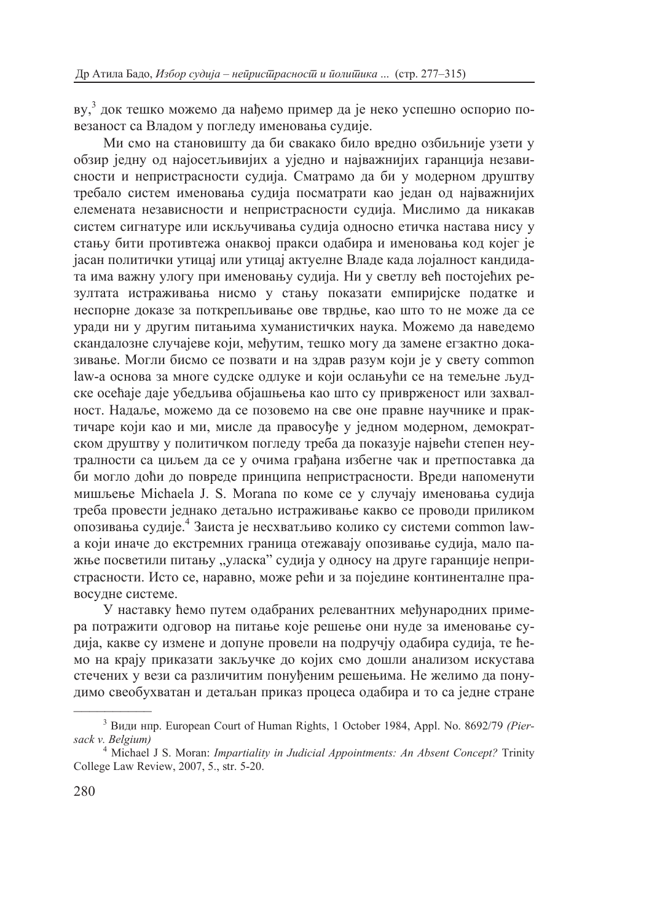ву,[3] док тешко можемо да нађемо пример да је неко успешно оспорио повезаност са Владом у погледу именовања судије.

Ми смо на становишту да би свакако било вредно озбиљније узети у обзир једну од најосетљивијих а уједно и најважнијих гаранција независности и непристрасности судија. Сматрамо да би у модерном друштву требало систем именовања судија посматрати као један од најважнијих елемената независности и непристрасности судија. Мислимо да никакав систем сигнатуре или искључивања судија односно етичка настава нису у стању бити противтежа онаквој пракси одабира и именовања код којег је јасан политички утицај или утицај актуелне Владе када лојалност кандидата има важну улогу при именовању судија. Ни у светлу већ постојећих резултата истраживања нисмо у стању показати емпиријске податке и неспорне доказе за поткрепљивање ове тврдње, као што то не може да се уради ни у другим питањима хуманистичких наука. Можемо да наведемо скандалозне случајеве који, међутим, тешко могу да замене егзактно доказивање. Могли бисмо се позвати и на здрав разум који је у свету common law-а основа за многе судске одлуке и који ослањући се на темељне људске осећаје даје убедљива објашњења као што су привржености или захвалност. Надаље, можемо да се позовемо на све оне правне научнике и практичаре који као и ми, мисле да правосуђе у једном модерном, демократском друштву у политичком погледу треба да показује највећи степен неутралности са циљем да се у очима грађана избегне чак и претпоставка да би могло доћи до повреде принципа непристрасности. Вреди напоменути мишљење Michaela J. S. Morana по коме се у случају именовања судија треба провести једнако детаљно истраживање какво се проводи приликом опозивања судије.[4] Заиста је несхватљиво колико су системи common law-а који иначе до екстремних граница отежавају опозивање судија, мало пажње посветили питању „уласка" судија у односу на друге гаранције непристрасности. Исто се, наравно, може рећи и за поједине континенталне правосудне системе.

У наставку ћемо путем одабраних релевантних међународних примера потражити одговор на питање које решење они нуде за именовање судија, какве су измене и допуне провели на подручју одабира судија, те ћемо на крају приказати закључке до којих смо дошли анализом искустава стечених у вези са различитим понуђеним решењима. Не желимо да понудимо свеобухватан и детаљан приказ процеса одабира и то са једне стране

---

[3] Види нпр. European Court of Human Rights, 1 October 1984, Appl. No. 8692/79 *(Piersack v. Belgium)*

[4] Michael J S. Moran: *Impartiality in Judicial Appointments: An Absent Concept?* Trinity College Law Review, 2007, 5., str. 5-20.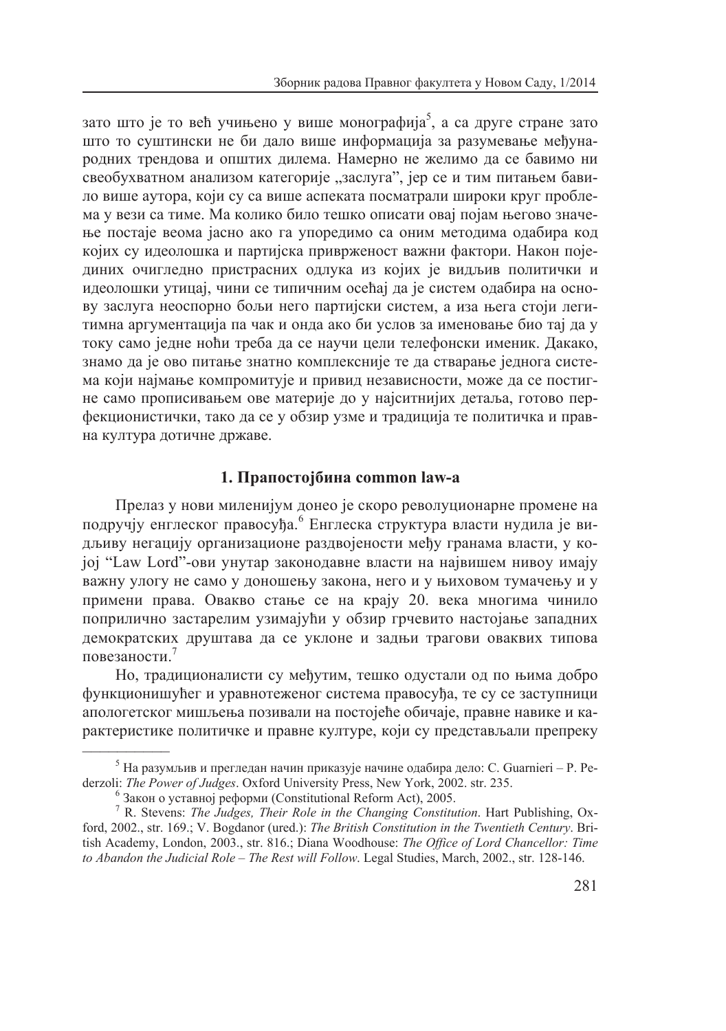зато што је то већ учињено у више монографија[5], а са друге стране зато што то суштински не би дало више информација за разумевање међународних трендова и општих дилема. Намерно не желимо да се бавимо ни свеобухватном анализом категорије „заслуга", јер се и тим питањем бавило више аутора, који су са више аспеката посматрали широки круг проблема у вези са тиме. Ма колико било тешко описати овај појам његово значење постаје веома јасно ако га упоредимо са оним методима одабира код којих су идеолошка и партијска привржености важни фактори. Након појединих очигледно пристрасних одлука из којих је видљив политички и идеолошки утицај, чини се типичним осећај да је систем одабира на основу заслуга неоспорно бољи него партијски систем, а иза њега стоји легитимна аргументација па чак и онда ако би услов за именовање био тај да у току само једне ноћи треба да се научи цели телефонски именик. Дакако, знамо да је ово питање знатно комплексније те да стварање једнога система који најмање компромитује и привид независности, може да се постигне само прописивањем ове материје до у најситнијих детаља, готово перфекционистички, тако да се у обзир узме и традиција те политичка и правна култура дотичне државе.

## 1. Прапостојбина common law-а

Прелаз у нови миленијум донео је скоро револуционарне промене на подручју енглеског правосуђа.[6] Енглеска структура власти нудила је видљиву негацију организационе раздвојености међу гранама власти, у којој "Law Lord"-ови унутар законодавне власти на највишем нивоу имају важну улогу не само у доношењу закона, него и у њиховом тумачењу и у примени права. Овакво стање се на крају 20. века многима чинило поприлично застарелим узимајући у обзир грчевито настојање западних демократских друштава да се уклоне и задњи трагови оваквих типова повезаности.[7]

Но, традиционалисти су међутим, тешко одустали од по њима добро функционишућег и уравнотеженог система правосуђа, те су се заступници апологетског мишљења позивали на постојеће обичаје, правне навике и карактеристике политичке и правне културе, који су представљали препреку

---

[5] На разумљив и прегледан начин приказује начине одабира дело: C. Guarnieri – P. Pederzoli: *The Power of Judges*. Oxford University Press, New York, 2002. str. 235.

[6] Закон о уставној реформи (Constitutional Reform Act), 2005.

[7] R. Stevens: *The Judges, Their Role in the Changing Constitution*. Hart Publishing, Oxford, 2002., str. 169.; V. Bogdanor (ured.): *The British Constitution in the Twentieth Century*. British Academy, London, 2003., str. 816.; Diana Woodhouse: *The Office of Lord Chancellor: Time to Abandon the Judicial Role – The Rest will Follow*. Legal Studies, March, 2002., str. 128-146.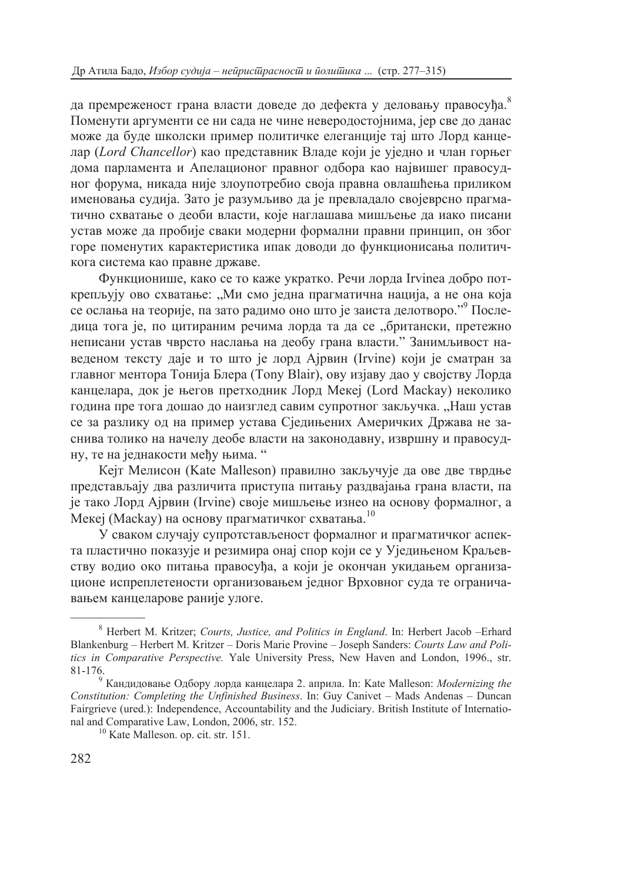да премреженост грана власти доведе до дефекта у деловању правосуђа.[8] Поменути аргументи се ни сада не чине неверодостојнима, јер све до данас може да буде школски пример политичке елеганције тај што Лорд канцелар (*Lord Chancellor*) као представник Владе који је уједно и члан горњег дома парламента и Апелационог правног одбора као највишег правосудног форума, никада није злоупотребио своја правна овлашћења приликом именовања судија. Зато је разумљиво да је превладало својеврсно прагматично схватање о деоби власти, које наглашава мишљење да иако писани устав може да пробије сваки модерни формални правни принцип, он због горе поменутих карактеристика ипак доводи до функционисања политичкога система као правне државе.

Функционише, како се то каже укратко. Речи лорда Irvinea добро поткрепљују ово схватање: „Ми смо једна прагматична нација, а не она која се ослања на теорије, па зато радимо оно што је заиста делотворо."[9] Последица тога је, по цитираним речима лорда та да се „британски, претежно неписани устав чврсто наслања на деобу грана власти." Занимљивост наведеном тексту даје и то што је лорд Ајрвин (Irvine) који је сматран за главног ментора Тонија Блера (Tony Blair), ову изјаву дао у својству Лорда канцелара, док је његов претходник Лорд Мекеј (Lord Mackay) неколико година пре тога дошао до наизглед савим супротног закључка. „Наш устав се за разлику од на пример устава Сједињених Америчких Држава не заснива толико на начелу деобе власти на законодавну, извршну и правосудну, те на једнакости међу њима. "

Кејт Мелисон (Kate Malleson) правилно закључује да ове две тврдње представљају два различита приступа питању раздвајања грана власти, па је тако Лорд Ајрвин (Irvine) своје мишљење изнео на основу формалног, а Мекеј (Mackay) на основу прагматичког схватања.[10]

У сваком случају супротстављеност формалног и прагматичког аспекта пластично показује и резимира онај спор који се у Уједињеном Краљевству водио око питања правосуђа, а који је окончан укидањем организационе испреплетености организовањем једног Врховног суда те ограничавањем канцеларове раније улоге.

---

[8] Herbert M. Kritzer; *Courts, Justice, and Politics in England*. In: Herbert Jacob –Erhard Blankenburg – Herbert M. Kritzer – Doris Marie Provine – Joseph Sanders: *Courts Law and Politics in Comparative Perspective.* Yale University Press, New Haven and London, 1996., str. 81-176.

[9] Кандидовање Одбору лорда канцелара 2. априла. In: Kate Malleson: *Modernizing the Constitution: Completing the Unfinished Business*. In: Guy Canivet – Mads Andenas – Duncan Fairgrieve (ured.): Independence, Accountability and the Judiciary. British Institute of International and Comparative Law, London, 2006, str. 152.

[10] Kate Malleson. op. cit. str. 151.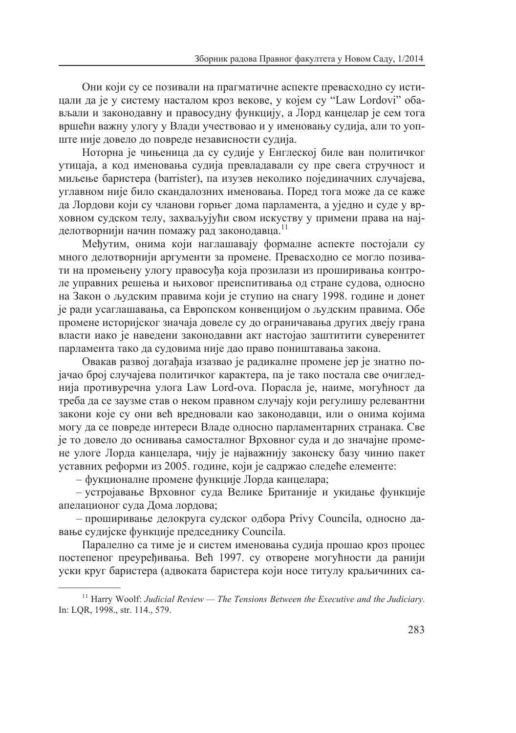Они који су се позивали на прагматичне аспекте превасходно су истицали да је у систему насталом кроз векове, у којем су "Law Lordovi" обављали и законодавну и правосудну функцију, а Лорд канцелар је сем тога вршећи важну улогу у Влади учествовао и у именовању судија, али то уопште није довело до повреде независности судија.

Нотoрна је чињеница да су судије у Енглеској биле ван политичког утицаја, а код именовања судија превладавали су пре свега стручност и мишљење баристера (barrister), па изузев неколико појединачних случајева, углавном није било скандалозних именовања. Поред тога може да се каже да Лордови који су чланови горњег дома парламента, а уједно и суде у врховном судском телу, захваљујући свом искуству у примени права на најделотворнији начин помажу рад законодавца.[11]

Међутим, онима који наглашавају формалне аспекте постојали су много делотворнији аргументи за промене. Превасходно се могло позивати на промењену улогу правосуђа која произилази из проширивања контроле управних решења и њиховог преиспитивања од стране судова, односно на Закон о људским правима који је ступио на снагу 1998. године и донет је ради усаглашавања, са Европском конвенцијом о људским правима. Обе промене историјског значаја довеле су до ограничавања других двеју грана власти иако је наведени законодавни акт настојао заштитити суверенитет парламента тако да судовима није дао право поништавања закона.

Овакав развој догађаја изазвао је радикалне промене јер је знатно појачао број случајева политичког карактера, па је тако постала све очигледнија противуречна улога Law Lord-ova. Порасла је, наиме, могућност да треба да се заузме став о неком правном случају који регулишу релевантни закони које су они већ вредновали као законодавци, или о онима којима могу да се повреде интереси Владе односно парламентарних странака. Све је то довело до оснивања самосталног Врховног суда и до значајне промене улоге Лорда канцелара, чију је најважнију законску базу чинио пакет уставних реформи из 2005. године, који је садржао следеће елементе:

– фукционалне промене функције Лорда канцелара;

– устројавање Врховног суда Велике Британије и укидање функције апелационог суда Дома лордова;

– проширивање делокруга судског одбора Privy Councila, односно давање судијске функције председнику Councila.

Паралелно са тиме је и систем именовања судија прошао кроз процес постепеног преуређивања. Већ 1997. су отворене могућности да ранији уски круг баристера (адвоката баристера који носе титулу краљичиних са-

[11] Harry Woolf: *Judicial Review — The Tensions Between the Executive and the Judiciary.* In: LQR, 1998., str. 114., 579.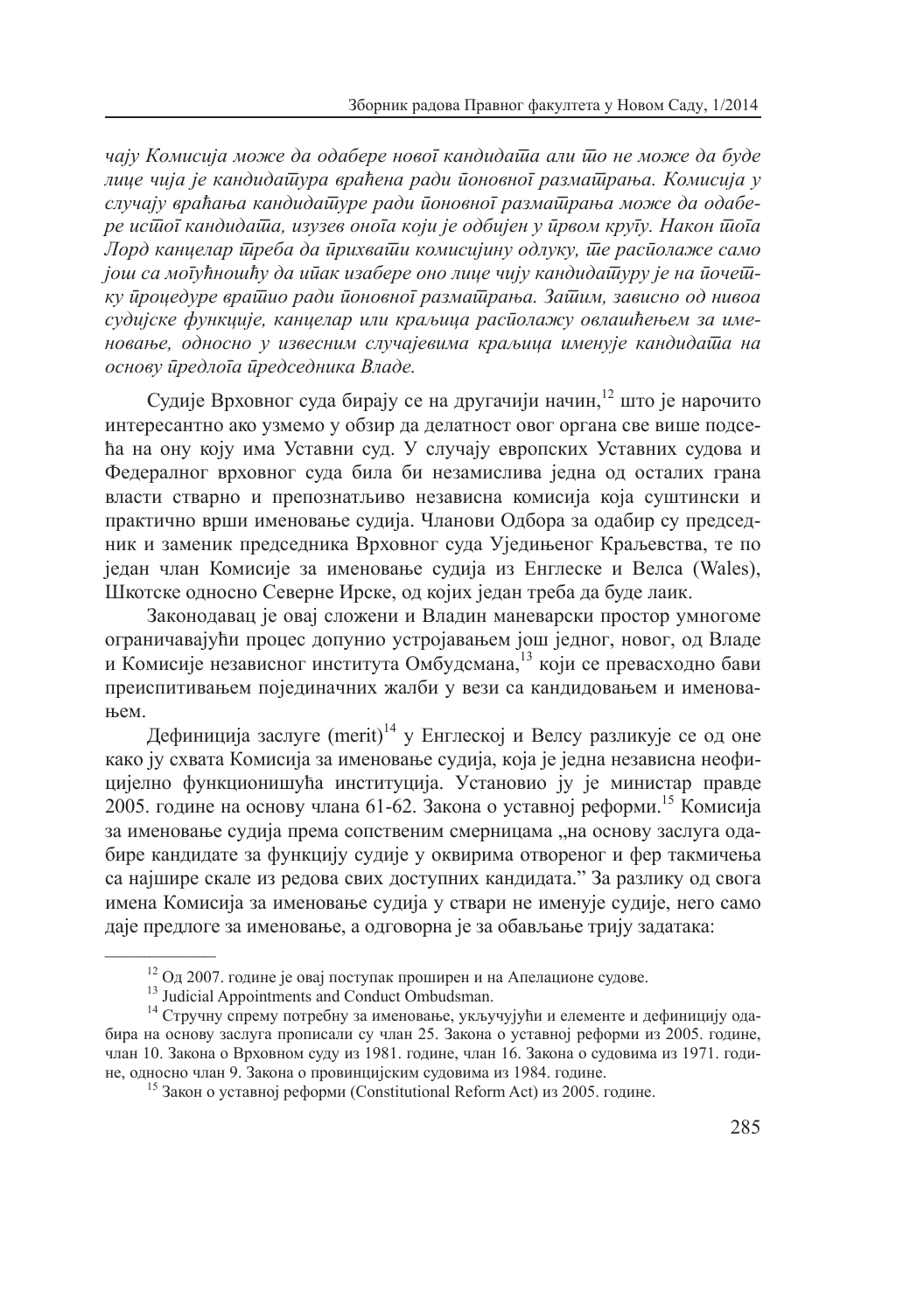*чају Комисија може да одабере новог кандидата али то не може да буде лице чија је кандидатура враћена ради поновног разматрања. Комисија у случају враћања кандидатуре ради поновног разматрања може да одабере истог кандидата, изузев оног који је одбијен у првом кругу. Након тога Лорд канцелар треба да прихвати комисијину одлуку, те располаже само још са могућношћу да ипак изабере оно лице чију кандидатуру је на почетку процедуре вратио ради поновног разматрања. Затим, зависно од нивоа судијске функције, канцелар или краљица располажу овлашћењем за именовање, односно у извесним случајевима краљица именује кандидата на основу предлога председника Владе.*

Судије Врховног суда бирају се на другачији начин,[12] што је нарочито интересантно ако узмемо у обзир да делатност овог органа све више подсећа на ону коју има Уставни суд. У случају европских Уставних судова и Федералног врховног суда била би незамислива једна од осталих грана власти стварно и препознатљиво независна комисија која суштински и практично врши именовање судија. Чланови Одбора за одабир су председник и заменик председника Врховног суда Уједињеног Краљевства, те по један члан Комисије за именовање судија из Енглеске и Велса (Wales), Шкотске односно Северне Ирске, од којих један треба да буде лаик.

Законодавац је овај сложени и Владин маневарски простор умногоме ограничавајући процес допунио устројавањем још једног, новог, од Владе и Комисије независног института Омбудсмана,[13] који се превасходно бави преиспитивањем појединачних жалби у вези са кандидовањем и именовањем.

Дефиниција заслуге (merit)[14] у Енглеској и Велсу разликује се од оне како ју схвата Комисија за именовање судија, која је једна независна неофицијелно функционишућа институција. Установио ју је министар правде 2005. године на основу члана 61-62. Закона о уставној реформи.[15] Комисија за именовање судија према сопственим смерницама „на основу заслуга одабире кандидате за функцију судије у оквирима отвореног и фер такмичења са најшире скале из редова свих доступних кандидата." За разлику од свога имена Комисија за именовање судија у ствари не именује судије, него само даје предлоге за именовање, а одговорна је за обављање трију задатака:

---

[12] Од 2007. године је овај поступак проширен и на Апелационе судове.

[13] Judicial Appointments and Conduct Ombudsman.

[14] Стручну спрему потребну за именовање, укључујући и елементе и дефиницију одабира на основу заслуга прописали су члан 25. Закона о уставној реформи из 2005. године, члан 10. Закона о Врховном суду из 1981. године, члан 16. Закона о судовима из 1971. године, односно члан 9. Закона о провинцијским судовима из 1984. године.

[15] Закон о уставној реформи (Constitutional Reform Act) из 2005. године.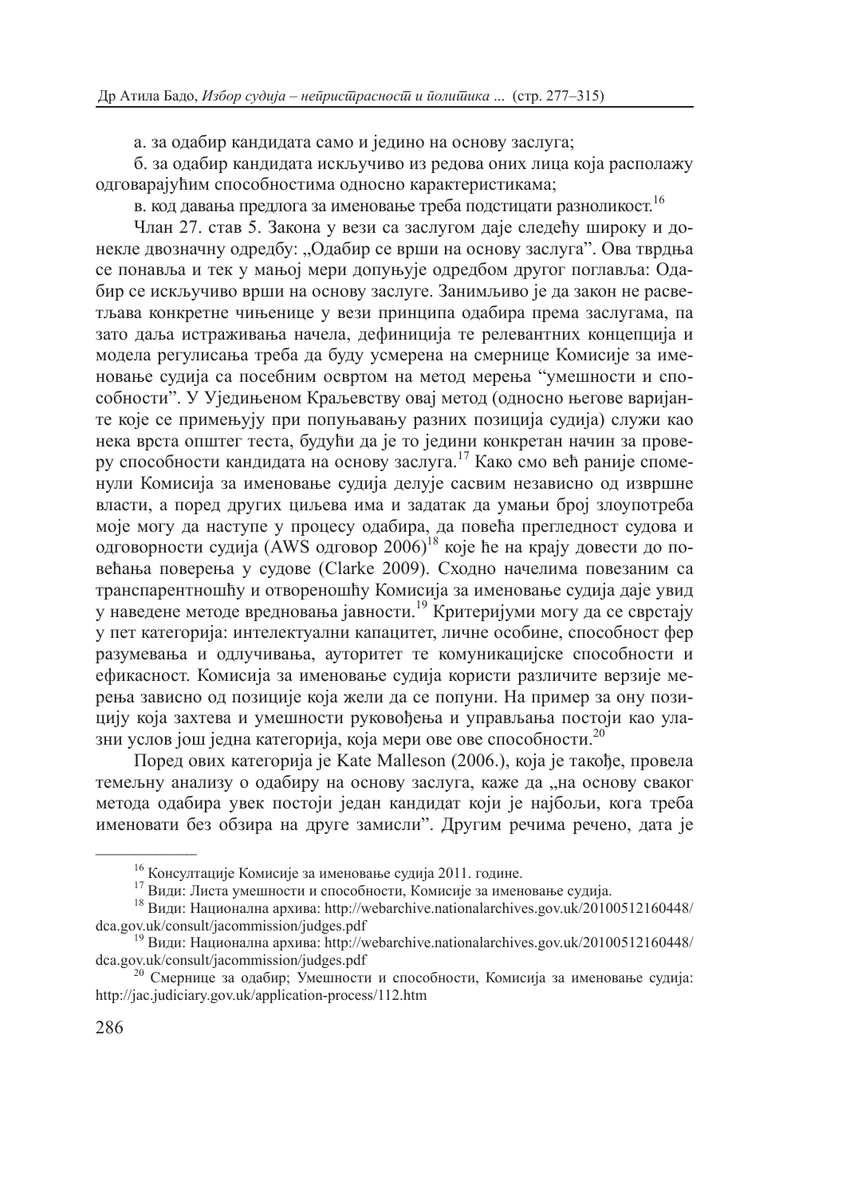а. за одабир кандидата само и једино на основу заслуга;

б. за одабир кандидата искључиво из редова оних лица која располажу одговарајућим способностима односно карактеристикама;

в. код давања предлога за именовање треба подстицати разноликост.[16]

Члан 27. став 5. Закона у вези са заслугом даје следећу широку и донекле двозначну одредбу: „Одабир се врши на основу заслуга". Ова тврдња се понавља и тек у мањој мери допуњује одредбом другог поглавља: Одабир се искључиво врши на основу заслуге. Занимљиво је да закон не расветљава конкретне чињенице у вези принципа одабира према заслугама, па зато даља истраживања начела, дефиниција те релевантних концепција и модела регулисања треба да буду усмерена на смернице Комисије за именовање судија са посебним освртом на метод мерења "умешности и способности". У Уједињеном Краљевству овај метод (односно његове варијанте које се примењују при попуњавању разних позиција судија) служи као нека врста општег теста, будући да је то једини конкретан начин за проверу способности кандидата на основу заслуга.[17] Како смо већ раније споменули Комисија за именовање судија делује сасвим независно од извршне власти, а поред других циљева има и задатак да умањи број злоупотреба моје могу да наступе у процесу одабира, да повећа прегледност судова и одговорности судија (AWS одговор 2006)[18] које ће на крају довести до повећања поверења у судове (Clarke 2009). Сходно начелима повезаним са транспарентношћу и отвореношћу Комисија за именовање судија даје увид у наведене методе вредновања јавности.[19] Критеријуми могу да се сврстају у пет категорија: интелектуални капацитет, личне особине, способност фер разумевања и одлучивања, ауторитет те комуникацијске способности и ефикасност. Комисија за именовање судија користи различите верзије мерења зависно од позиције која жели да се попуни. На пример за ону позицију која захтева и умешности руковођења и управљања постоји као улазни услов још једна категорија, која мери ове способности.[20]

Поред ових категорија је Kate Malleson (2006.), која је такође, провела темељну анализу о одабиру на основу заслуга, каже да „на основу сваког метода одабира увек постоји један кандидат који је најбољи, кога треба именовати без обзира на друге замисли". Другим речима речено, дата је

---

[16] Консултације Комисије за именовање судија 2011. године.

[17] Види: Листа умешности и способности, Комисије за именовање судија.

[18] Види: Национална архива: http://webarchive.nationalarchives.gov.uk/20100512160448/dca.gov.uk/consult/jacommission/judges.pdf

[19] Види: Национална архива: http://webarchive.nationalarchives.gov.uk/20100512160448/dca.gov.uk/consult/jacommission/judges.pdf

[20] Смернице за одабир; Умешности и способности, Комисија за именовање судија: http://jac.judiciary.gov.uk/application-process/112.htm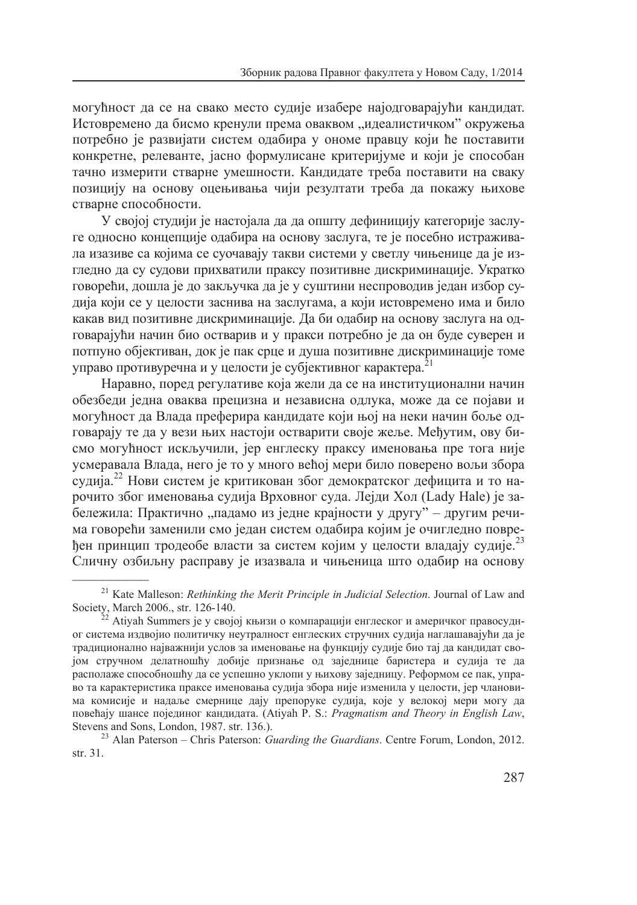могућност да се на свако место судије изабере најодговарајући кандидат. Истовремено да бисмо кренули према оваквом „идеалистичком" окружења потребно је развијати систем одабира у ономе правцу који ће поставити конкретне, релеванте, јасно формулисане критеријуме и који је способан тачно измерити стварне умешности. Кандидате треба поставити на сваку позицију на основу оцењивања чији резултати треба да покажу њихове стварне способности.

У својој студији је настојала да да општу дефиницију категорије заслуге односно концепције одабира на основу заслуга, те је посебно истраживала изазиве са којима се суочавају такви системи у светлу чињенице да је изгледно да су судови прихватили праксу позитивне дискриминације. Укратко говорећи, дошла је до закључка да је у суштини неспроводив један избор судија који се у целости заснива на заслугама, а који истовремено има и било какав вид позитивне дискриминације. Да би одабир на основу заслуга на одговарајући начин био остварив и у пракси потребно је да он буде суверен и потпуно објективан, док је пак срце и душа позитивне дискриминације томе управо противуречна и у целости је субјективног карактера.[21]

Наравно, поред регулативе која жели да се на институционални начин обезбеди једна оваква прецизна и независна одлука, може да се појави и могућност да Влада преферира кандидате који њој на неки начин боље одговарају те да у вези њих настоји остварити своје жеље. Међутим, ову бисмо могућност искључили, јер енглеску праксу именовања пре тога није усмеравала Влада, него је то у много већој мери било поверено вољи збора судија.[22] Нови систем је критикован због демократског дефицита и то нарочито због именовања судија Врховног суда. Лејди Хол (Lady Hale) је забележила: Практично „падамо из једне крајности у другу" – другим речима говорећи заменили смо један систем одабира којим је очигледно повређен принцип тродеобе власти за систем којим у целости владају судије.[23] Сличну озбиљну расправу је изазвала и чињеница што одабир на основу

---

[21] Kate Malleson: *Rethinking the Merit Principle in Judicial Selection*. Journal of Law and Society, March 2006., str. 126-140.

[22] Atiyah Summers је у својој књизи о компарацији енглеског и америчког правосудног система издвојио политичку неутралност енглеских стручних судија наглашавајући да је традиционално најважнији услов за именовање на функцију судије био тај да кандидат својом стручном делатношћу добије признање од заједнице баристера и судија те да располаже способношћу да се успешно уклопи у њихову заједницу. Реформом се пак, управо та карактеристика праксе именовања судија збора није изменила у целости, јер члановима комисије и надаље смернице дају препоруке судија, које у велокој мери могу да повећају шансе појединог кандидата. (Atiyah P. S.: *Pragmatism and Theory in English Law*, Stevens and Sons, London, 1987. str. 136.).

[23] Alan Paterson – Chris Paterson: *Guarding the Guardians*. Centre Forum, London, 2012. str. 31.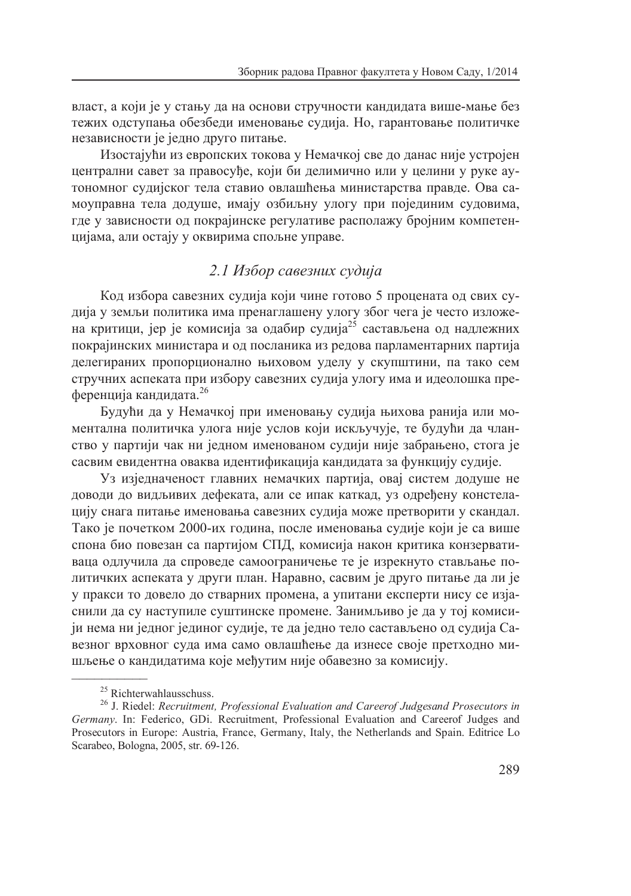власт, а који је у стању да на основи стручности кандидата више-мање без тежих одступања обезбеди именовање судија. Но, гарантовање политичке независности је једно друго питање.

Изостајући из европских токова у Немачкој све до данас није устројен централни савет за правосуђе, који би делимично или у целини у руке аутономног судијског тела ставио овлашћења министарства правде. Ова самоуправна тела додуше, имају озбиљну улогу при појединим судовима, где у зависности од покрајинске регулативе располажу бројним компетенцијама, али остају у оквирима спољне управе.

### *2.1 Избор савезних судија*

Код избора савезних судија који чине готово 5 процената од свих судија у земљи политика има пренаглашену улогу због чега је често изложена критици, јер је комисија за одабир судија[25] састављена од надлежних покрајинских министара и од посланика из редова парламентарних партија делегираних пропорционално њиховом уделу у скупштини, па тако сем стручних аспеката при избору савезних судија улогу има и идеолошка преференција кандидата.[26]

Будући да у Немачкој при именовању судија њихова ранија или моментална политичка улога није услов који искључује, те будући да чланство у партији чак ни једном именованом судији није забрањено, стога је сасвим евидентна оваква идентификација кандидата за функцију судије.

Уз изједначеност главних немачких партија, овај систем додуше не доводи до видљивих дефеката, али се ипак каткад, уз одређену констелацију снага питање именовања савезних судија може претворити у скандал. Тако је почетком 2000-их година, после именовања судије који је са више спона био повезан са партијом СПД, комисија након критика конзервативаца одлучила да спроведе самоограничење те је изрекнуто стављање политичких аспеката у други план. Наравно, сасвим је друго питање да ли је у пракси то довело до стварних промена, а упитани експерти нису се изјаснили да су наступиле суштинске промене. Занимљиво је да у тој комисији нема ни једног јединог судије, те да једно тело састављено од судија Савезног врховног суда има само овлашћење да изнесе своје претходно мишљење о кандидатима које међутим није обавезно за комисију.

---

[25] Richterwahlausschuss.

[26] J. Riedel: *Recruitment, Professional Evaluation and Careerof Judgesand Prosecutors in Germany*. In: Federico, GDi. Recruitment, Professional Evaluation and Careerof Judges and Prosecutors in Europe: Austria, France, Germany, Italy, the Netherlands and Spain. Editrice Lo Scarabeo, Bologna, 2005, str. 69-126.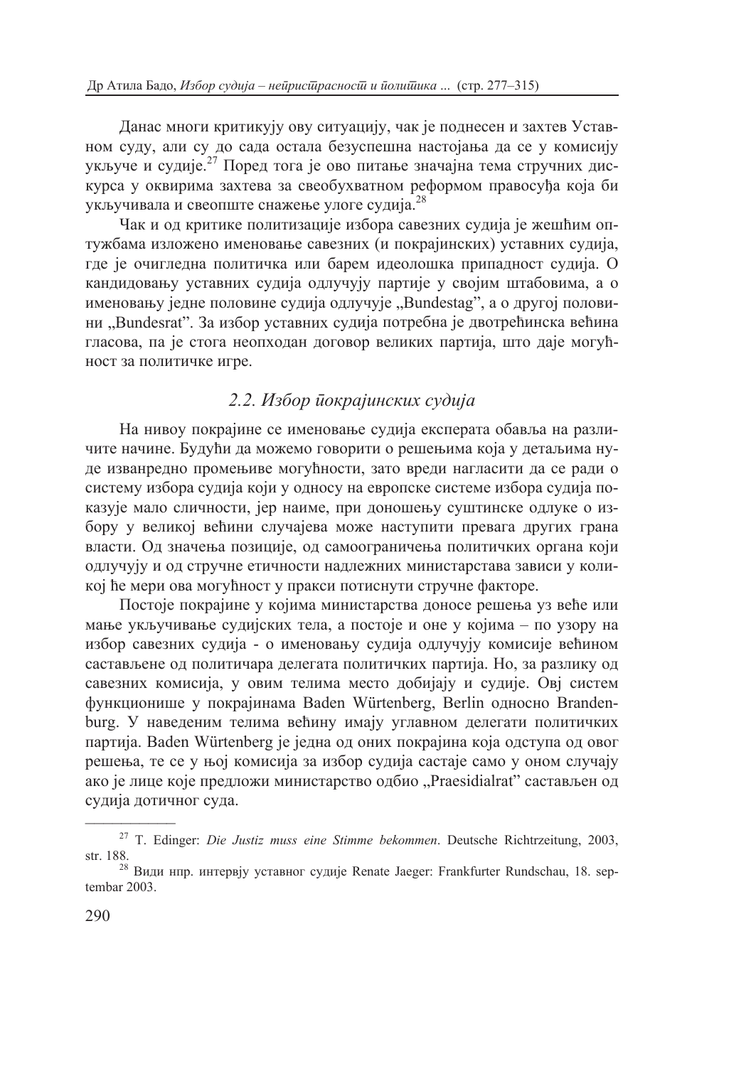Данас многи критикују ову ситуацију, чак је поднесен и захтев Уставном суду, али су до сада остала безуспешна настојања да се у комисију укључе и судије.[27] Поред тога је ово питање значајна тема стручних дискурса у оквирима захтева за свеобухватном реформом правосуђа која би укључивала и свеопште снажење улоге судија.[28]

Чак и од критике политизације избора савезних судија је жешћим оптужбама изложено именовање савезних (и покрајинских) уставних судија, где је очигледна политичка или барем идеолошка припадност судија. О кандидовању уставних судија одлучују партије у својим штабовима, а о именовању једне половине судија одлучује „Bundestag", а о другој половини „Bundesrat". За избор уставних судија потребна је двотрећинска већина гласова, па је стога неопходан договор великих партија, што даје могућност за политичке игре.

### *2.2. Избор покрајинских судија*

На нивоу покрајине се именовање судија експерата обавља на различите начине. Будући да можемо говорити о решењима која у детаљима нуде изванредно промењиве могућности, зато вреди нагласити да се ради о систему избора судија који у односу на европске системе избора судија показује мало сличности, јер наиме, при доношењу суштинске одлуке о избору у великој већини случајева може наступити превага других грана власти. Од значења позиције, од самоограничења политичких органа који одлучују и од стручне етичности надлежних министарстава зависи у коликој ће мери ова могућност у пракси потиснути стручне факторе.

Постоје покрајине у којима министарства доносе решења уз веће или мање укључивање судијских тела, а постоје и оне у којима – по узору на избор савезних судија - о именовању судија одлучују комисије већином састављене од политичара делегата политичких партија. Но, за разлику од савезних комисија, у овим телима место добијају и судије. Овј систем функционише у покрајинама Baden Würtenberg, Berlin односно Brandenburg. У наведеним телима већину имају углавном делегати политичких партија. Baden Würtenberg је једна од оних покрајина која одступа од овог решења, те се у њој комисија за избор судија састаје само у оном случају ако је лице које предложи министарство одбио „Praesidialrat" састављен од судија дотичног суда.

---

[27] T. Edinger: *Die Justiz muss eine Stimme bekommen*. Deutsche Richtrzeitung, 2003, str. 188.

[28] Види нпр. интервју уставног судије Renate Jaeger: Frankfurter Rundschau, 18. septembar 2003.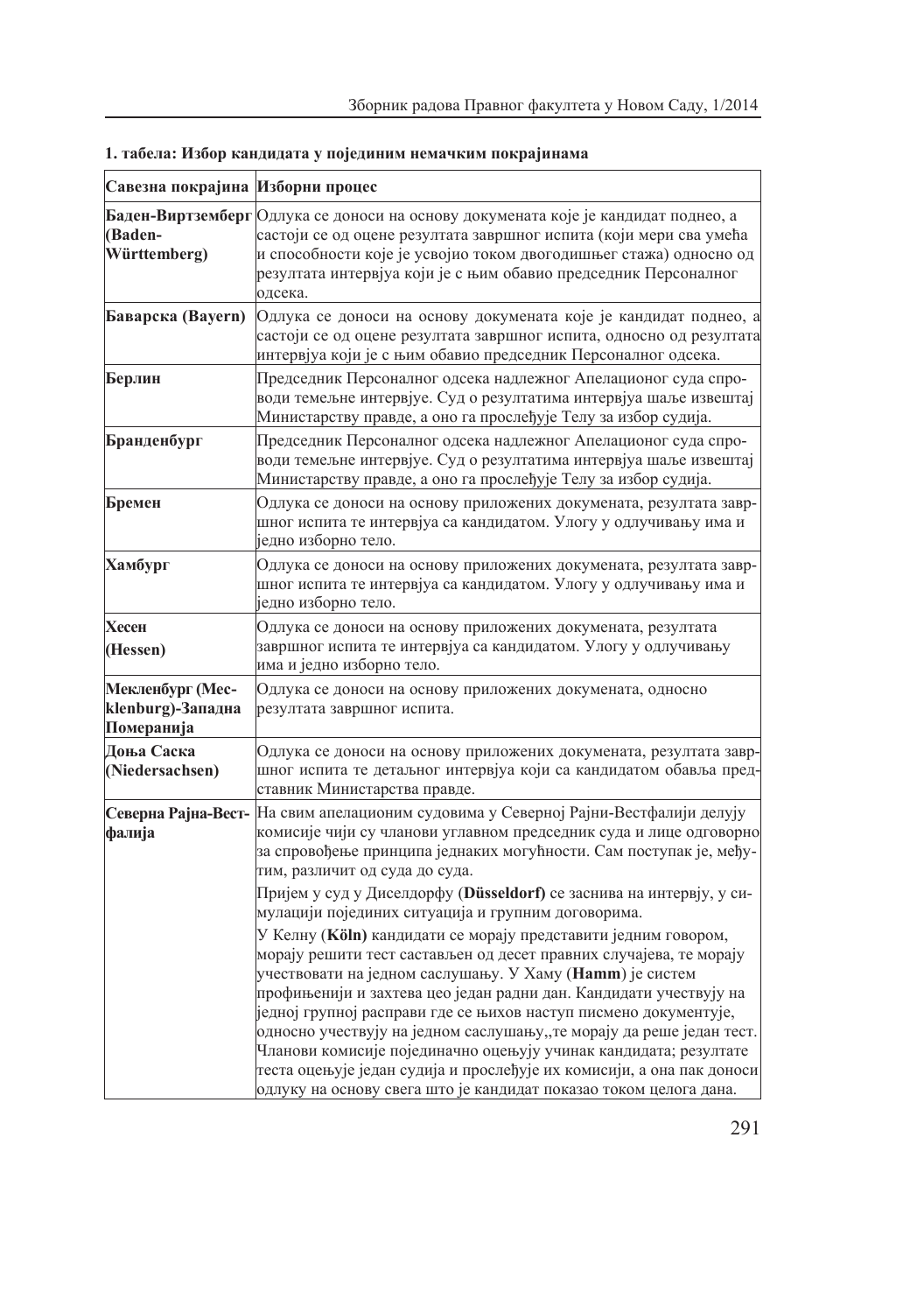**1. табела: Избор кандидата у појединим немачким покрајинама**

| Савезна покрајина | Изборни процес |
|---|---|
| **Баден-Виртземберг (Baden-Württemberg)** | Одлука се доноси на основу докумената које је кандидат поднео, а састоји се од оцене резултата завршног испита (који мери сва умећа и способности које је усвојио током двогодишњег стажа) односно од резултата интервјуа који је с њим обавио председник Персоналног одсека. |
| **Баварска (Bayern)** | Одлука се доноси на основу докумената које је кандидат поднео, а састоји се од оцене резултата завршног испита, односно од резултата интервјуа који је с њим обавио председник Персоналног одсека. |
| **Берлин** | Председник Персоналног одсека надлежног Апелационог суда спроводи темељне интервјуе. Суд о резултатима интервјуа шаље извештај Министарству правде, а оно га прослеђује Телу за избор судија. |
| **Бранденбург** | Председник Персоналног одсека надлежног Апелационог суда спроводи темељне интервјуе. Суд о резултатима интервјуа шаље извештај Министарству правде, а оно га прослеђује Телу за избор судија. |
| **Бремен** | Одлука се доноси на основу приложених докумената, резултата завршног испита те интервјуа са кандидатом. Улогу у одлучивању има и једно изборно тело. |
| **Хамбург** | Одлука се доноси на основу приложених докумената, резултата завршног испита те интервјуа са кандидатом. Улогу у одлучивању има и једно изборно тело. |
| **Хесен (Hessen)** | Одлука се доноси на основу приложених докумената, резултата завршног испита те интервјуа са кандидатом. Улогу у одлучивању има и једно изборно тело. |
| **Мекленбург (Mecklenburg)-Западна Померанија** | Одлука се доноси на основу приложених докумената, односно резултата завршног испита. |
| **Доња Саска (Niedersachsen)** | Одлука се доноси на основу приложених докумената, резултата завршног испита те детаљног интервјуа који са кандидатом обавља представник Министарства правде. |
| **Северна Рајна-Вестфалија** | На свим апелационим судовима у Северној Рајни-Вестфалији делују комисије чији су чланови углавном председник суда и лице одговорно за спровођење принципа једнаких могућности. Сам поступак је, међутим, различит од суда до суда. Пријем у суд у Диселдорфу (**Düsseldorf**) се заснива на интервју, у симулацији појединих ситуација и групним договорима. У Келну (**Köln**) кандидати се морају представити једним говором, морају решити тест састављен од десет правних случајева, те морају учествовати на једном саслушању. У Хаму (**Hamm**) је систем профињенији и захтева цео један радни дан. Кандидати учествују на једној групној расправи где се њихов наступ писмено документује, односно учествују на једном саслушању,,те морају да реше један тест. Чланови комисије појединачно оцењују учинак кандидата; резултате теста оцењује један судија и прослеђује их комисији, а она пак доноси одлуку на основу свега што је кандидат показао током целога дана. |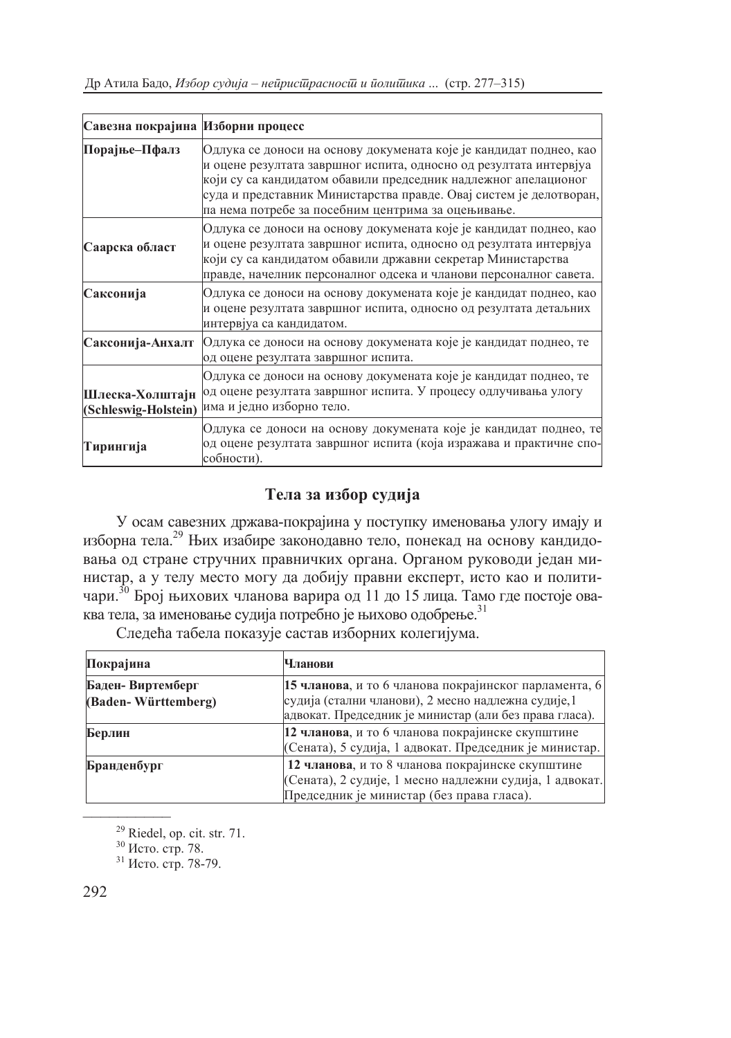| Савезна покрајина | Изборни процесс |
|---|---|
| **Порајње–Пфалз** | Одлука се доноси на основу докумената које је кандидат поднео, као и оцене резултата завршног испита, односно од резултата интервјуа који су са кандидатом обавили председник надлежног апелационог суда и представник Министарства правде. Овај систем је делотворан, па нема потребе за посебним центрима за оцењивање. |
| **Саарска област** | Одлука се доноси на основу докумената које је кандидат поднео, као и оцене резултата завршног испита, односно од резултата интервјуа који су са кандидатом обавили државни секретар Министарства правде, начелник персоналног одсека и чланови персоналног савета. |
| **Саксонија** | Одлука се доноси на основу докумената које је кандидат поднео, као и оцене резултата завршног испита, односно од резултата детаљних интервјуа са кандидатом. |
| **Саксонија-Анхалт** | Одлука се доноси на основу докумената које је кандидат поднео, те од оцене резултата завршног испита. |
| **Шлеска-Холштајн (Schleswig-Holstein)** | Одлука се доноси на основу докумената које је кандидат поднео, те од оцене резултата завршног испита. У процесу одлучивања улогу има и једно изборно тело. |
| **Тирингија** | Одлука се доноси на основу докумената које је кандидат поднео, те од оцене резултата завршног испита (која изражава и практичне способности). |

## Тела за избор судија

У осам савезних држава-покрајина у поступку именовања улогу имају и изборна тела.[29] Њих изабире законодавно тело, понекад на основу кандидовања од стране стручних правничких органа. Органом руководи један министар, а у телу место могу да добију правни експерт, исто као и политичари.[30] Број њихових чланова варира од 11 до 15 лица. Тамо где постоје оваква тела, за именовање судија потребно је њихово одобрење.[31]

Следећа табела показује састав изборних колегијума.

| Покрајина | Чланови |
|---|---|
| **Баден- Виртемберг (Baden- Württemberg)** | **15 чланова**, и то 6 чланова покрајинског парламента, 6 судија (стални чланови), 2 месно надлежна судије,1 адвокат. Председник је министар (али без права гласа). |
| **Берлин** | **12 чланова**, и то 6 чланова покрајинске скупштине (Сената), 5 судија, 1 адвокат. Председник је министар. |
| **Бранденбург** | **12 чланова**, и то 8 чланова покрајинске скупштине (Сената), 2 судије, 1 месно надлежни судија, 1 адвокат. Председник је министар (без права гласа). |

[29] Riedel, op. cit. str. 71.

[30] Исто. стр. 78.

[31] Исто. стр. 78-79.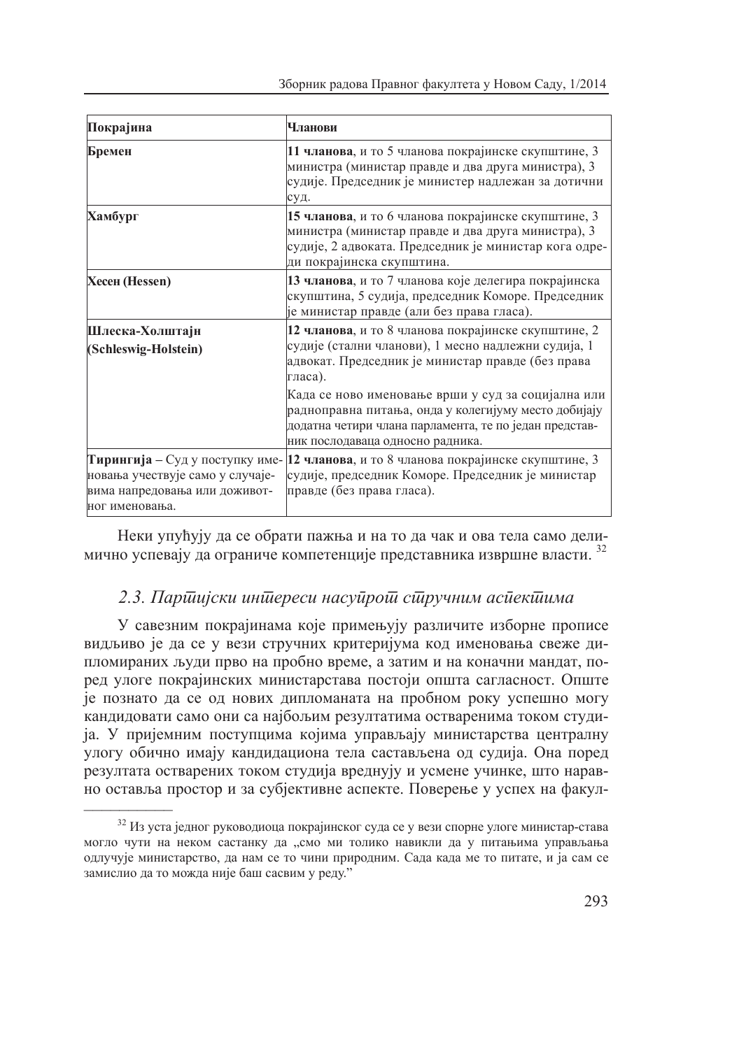| Покрајина | Чланови |
|---|---|
| **Бремен** | **11 чланова**, и то 5 чланова покрајинске скупштине, 3 министра (министар правде и два друга министра), 3 судије. Председник је министер надлежан за дотични суд. |
| **Хамбург** | **15 чланова**, и то 6 чланова покрајинске скупштине, 3 министра (министар правде и два друга министра), 3 судије, 2 адвоката. Председник је министар кога одреди покрајинска скупштина. |
| **Хесен (Hessen)** | **13 чланова**, и то 7 чланова које делегира покрајинска скупштина, 5 судија, председник Коморе. Председник је министар правде (али без права гласа). |
| **Шлеска-Холштајн (Schleswig-Holstein)** | **12 чланова**, и то 8 чланова покрајинске скупштине, 2 судије (стални чланови), 1 месно надлежни судија, 1 адвокат. Председник је министар правде (без права гласа). Када се ново именовање врши у суд за социјална или радноправна питања, онда у колегијуму место добијају додатна четири члана парламента, те по један представник послодаваца односно радника. |
| **Тирингија** – Суд у поступку именовања учествује само у случајевима напредовања или доживотног именовања. | **12 чланова**, и то 8 чланова покрајинске скупштине, 3 судије, председник Коморе. Председник је министар правде (без права гласа). |

Неки упућују да се обрати пажња и на то да чак и ова тела само делимично успевају да ограниче компетенције представника извршне власти. [32]

## *2.3. Партијски интереси насупрот стручним аспектима*

У савезним покрајинама које примењују различите изборне прописе видљиво је да се у вези стручних критеријума код именовања свеже дипломираних људи прво на пробно време, а затим и на коначни мандат, поред улоге покрајинских министарстава постоји општа сагласност. Опште је познато да се од нових дипломаната на пробном року успешно могу кандидовати само они са најбољим резултатима оствареним током студија. У пријемним поступцима којима управљају министарства централну улогу обично имају кандидациона тела састављена од судија. Она поред резултата остварених током студија вреднују и усмене учинке, што наравно оставља простор и за субјективне аспекте. Поверење у успех на факул-

---

[32] Из уста једног руководиоца покрајинског суда се у вези спорне улоге министар-става могло чути на неком састанку да „смо ми толико навикли да у питањима управљања одлучује министарство, да нам се то чини природним. Сада када ме то питате, и ја сам се замислио да то можда није баш сасвим у реду."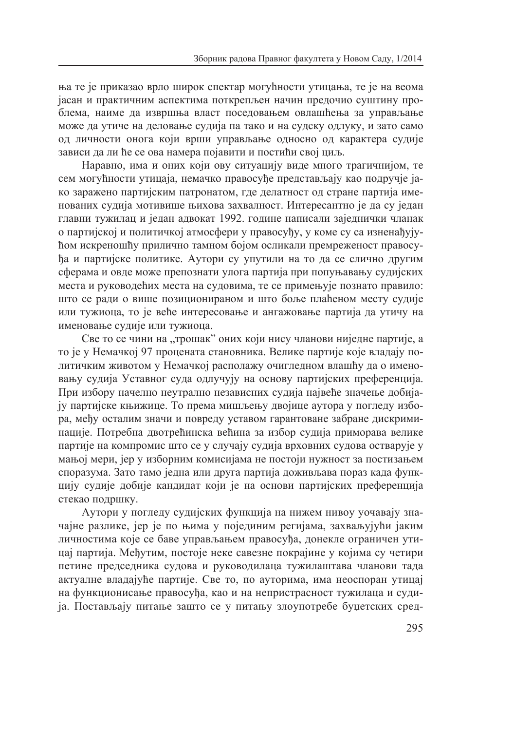ња те је приказао врло широк спектар могућности утицања, те је на веома јасан и практичним аспектима поткрепљен начин предочио суштину проблема, наиме да извршна власт поседовањем овлашћења за управљање може да утиче на деловање судија па тако и на судску одлуку, и зато само од личности онога који врши управљање односно од карактера судије зависи да ли ће се ова намера појавити и постићи свој циљ.

Наравно, има и оних који ову ситуацију виде много трагичнијом, те сем могућности утицаја, немачко правосуђе представљају као подручје јако заражено партијским патронатом, где делатност од стране партија именованих судија мотивише њихова захвалност. Интересантно је да су један главни тужилац и један адвокат 1992. године написали заједнички чланак о партијској и политичкој атмосфери у правосуђу, у коме су са изненађујућом искреношћу прилично тамном бојом осликали премреженост правосуђа и партијске политике. Аутори су упутили на то да се слично другим сферама и овде може препознати улога партија при попуњавању судијских места и руководећих места на судовима, те се примењује познато правило: што се ради о више позиционираном и што боље плаћеном месту судије или тужиоца, то је веће интересовање и ангажовање партија да утичу на именовање судије или тужиоца.

Све то се чини на „трошак" оних који нису чланови ниједне партије, а то је у Немачкој 97 процената становника. Велике партије које владају политичким животом у Немачкој располажу очигледном влашћу да о именовању судија Уставног суда одлучују на основу партијских преференција. При избору начелно неутрално независних судија највеће значење добијају партијске књижице. То према мишљењу двојице аутора у погледу избора, међу осталим значи и повреду уставом гарантоване забране дискриминације. Потребна двотрећинска већина за избор судија приморава велике партије на компромис што се у случају судија врховних судова остварује у мањој мери, јер у изборним комисијама не постоји нужност за постизањем споразума. Зато тамо једна или друга партија доживљава пораз када функцију судије добије кандидат који је на основи партијских преференција стекао подршку.

Аутори у погледу судијских функција на нижем нивоу уочавају значајне разлике, јер је по њима у појединим регијама, захваљујући јаким личностима које се баве управљањем правосуђа, донекле ограничен утицај партија. Међутим, постоје неке савезне покрајине у којима су четири петине председника судова и руководилаца тужилаштава чланови тада актуалне владајуће партије. Све то, по ауторима, има неоспоран утицај на функционисање правосуђа, као и на непристрасност тужилаца и судија. Постављају питање зашто се у питању злоупотребе буџетских сред-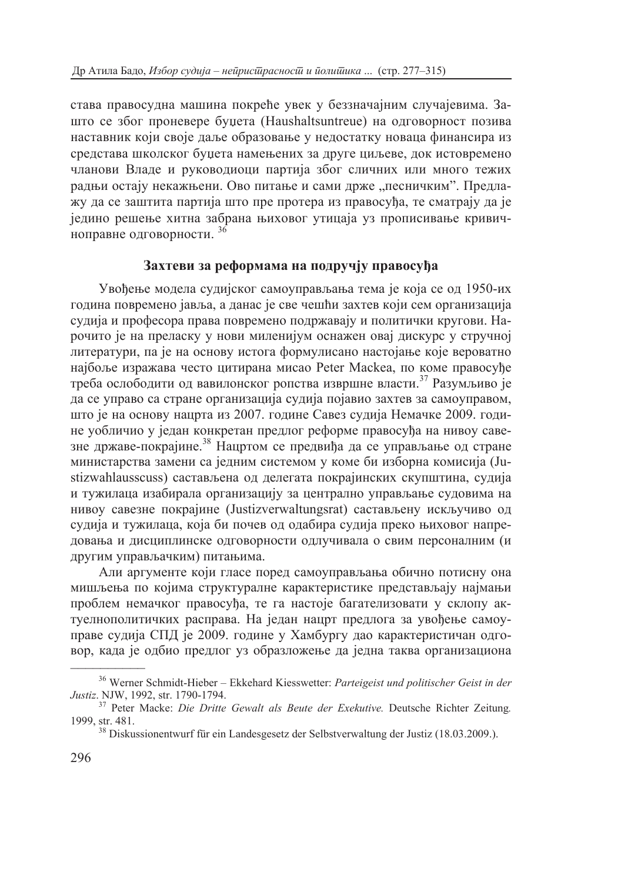става правосудна машина покреће увек у беззначајним случајевима. Зашто се због проневере буџета (Haushaltsuntreue) на одговорност позива наставник који своје даље образовање у недостатку новаца финансира из средстава школског буџета намењених за друге циљеве, док истовремено чланови Владе и руководиоци партија због сличних или много тежих радњи остају некажњени. Ово питање и сами држе „песничким". Предлажу да се заштита партија што пре протера из правосуђа, те сматрају да је једино решење хитна забрана њиховог утицаја уз прописивање кривичноправне одговорности. [36]

### Захтеви за реформама на подручју правосуђа

Увођење модела судијског самоуправљања тема је која се од 1950-их година повремено јавља, а данас је све чешћи захтев који сем организација судија и професора права повремено подржавају и политички кругови. Нарочито је на преласку у нови миленијум оснажен овај дискурс у стручној литератури, па је на основу истога формулисано настојање које вероватно најбоље изражава често цитирана мисао Peter Mackea, по коме правосуђе треба ослободити од вавилонског ропства извршне власти.[37] Разумљиво је да се управо са стране организација судија појавио захтев за самоуправом, што је на основу нацрта из 2007. године Савез судија Немачке 2009. године уобличио у један конкретан предлог реформе правосуђа на нивоу савезне државе-покрајине.[38] Нацртом се предвиђа да се управљање од стране министарства замени са једним системом у коме би изборна комисија (Justizwahlausscuss) састављена од делегата покрајинских скупштина, судија и тужилаца изабирала организацију за централно управљање судовима на нивоу савезне покрајине (Justizverwaltungsrat) састављену искључиво од судија и тужилаца, која би почев од одабира судија преко њиховог напредовања и дисциплинске одговорности одлучивала о свим персоналним (и другим управљачким) питањима.

Али аргументе који гласе поред самоуправљања обично потисну она мишљења по којима структуралне карактеристике представљају најмањи проблем немачког правосуђа, те га настоје багателизовати у склопу актуелнополитичких расправа. На један нацрт предлога за увођење самоуправе судија СПД је 2009. године у Хамбургу дао карактеристичан одговор, када је одбио предлог уз образложење да једна таква организациона

---

[36] Werner Schmidt-Hieber – Ekkehard Kiesswetter: *Parteigeist und politischer Geist in der Justiz*. NJW, 1992, str. 1790-1794.

[37] Peter Macke: *Die Dritte Gewalt als Beute der Exekutive.* Deutsche Richter Zeitung*.* 1999, str. 481.

[38] Diskussionentwurf für ein Landesgesetz der Selbstverwaltung der Justiz (18.03.2009.).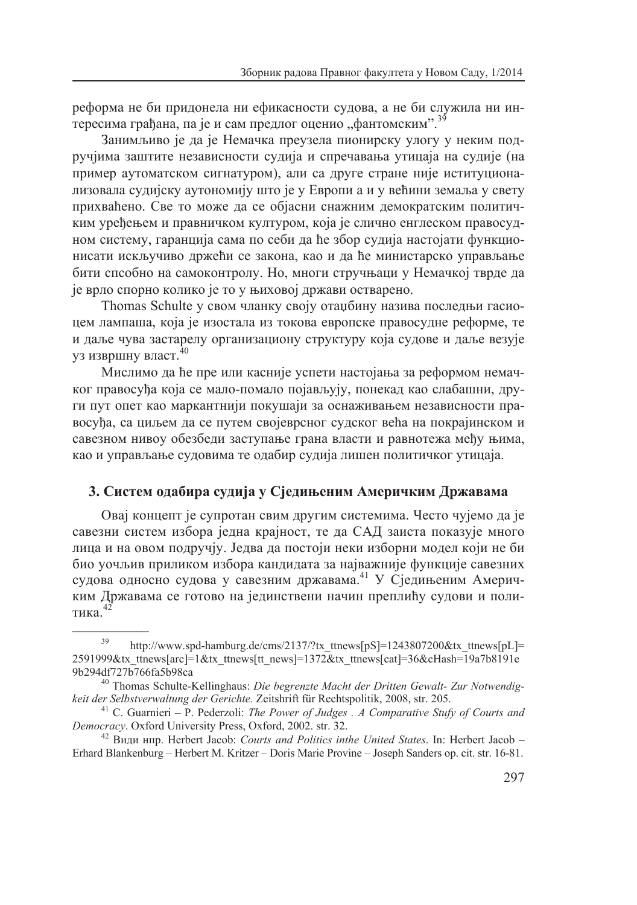реформа не би придонела ни ефикасности судова, а не би служила ни интересима грађана, па је и сам предлог оценио „фантомским".[39]

Занимљиво је да је Немачка преузела пионирску улогу у неким подручјима заштите независности судија и спречавања утицаја на судије (на пример аутоматском сигнатуром), али са друге стране није иституционализовала судијску аутономију што је у Европи а и у већини земаља у свету прихваћено. Све то може да се објасни снажним демократским политичким уређењем и правничком културом, која је слично енглеском правосудном систему, гаранција сама по себи да ће збор судија настојати функционисати искључиво држећи се закона, као и да ће министарско управљање бити спсобно на самоконтролу. Но, многи стручњаци у Немачкој тврде да је врло спорно колико је то у њиховој држави остварено.

Thomas Schulte у свом чланку своју отаџбину назива последњи гасиоцем лампаша, која је изостала из токова европске правосудне реформе, те и даље чува застарелу организациону структуру која судове и даље везује уз извршну власт.[40]

Мислимо да ће пре или касније успети настојања за реформом немачког правосуђа која се мало-помало појављују, понекад као слабашни, други пут опет као маркантнији покушаји за оснаживањем независности правосуђа, са циљем да се путем својеврсног судског већа на покрајинском и савезном нивоу обезбеди заступање грана власти и равнотежа међу њима, као и управљање судовима те одабир судија лишен политичког утицаја.

## 3. Систем одабира судија у Сједињеним Америчким Државама

Овај концепт је супротан свим другим системима. Често чујемо да је савезни систем избора једна крајност, те да САД заиста показује много лица и на овом подручју. Једва да постоји неки изборни модел који не би био уочљив приликом избора кандидата за најважније функције савезних судова односно судова у савезним државама.[41] У Сједињеним Америчким Државама се готово на јединствени начин преплићу судови и политика.[42]

---

[39] http://www.spd-hamburg.de/cms/2137/?tx_ttnews[pS]=1243807200&tx_ttnews[pL]=2591999&tx_ttnews[arc]=1&tx_ttnews[tt_news]=1372&tx_ttnews[cat]=36&cHash=19a7b8191e9b294df727b766fa5b98ca

[40] Thomas Schulte-Kellinghaus: *Die begrenzte Macht der Dritten Gewalt- Zur Notwendigkeit der Selbstverwaltung der Gerichte.* Zeitshrift für Rechtspolitik, 2008, str. 205.

[41] C. Guarnieri – P. Pederzoli: *The Power of Judges . A Comparative Stufy of Courts and Democracy*. Oxford University Press, Oxford, 2002. str. 32.

[42] Види нпр. Herbert Jacob: *Courts and Politics inthe United States*. In: Herbert Jacob – Erhard Blankenburg – Herbert M. Kritzer – Doris Marie Provine – Joseph Sanders op. cit. str. 16-81.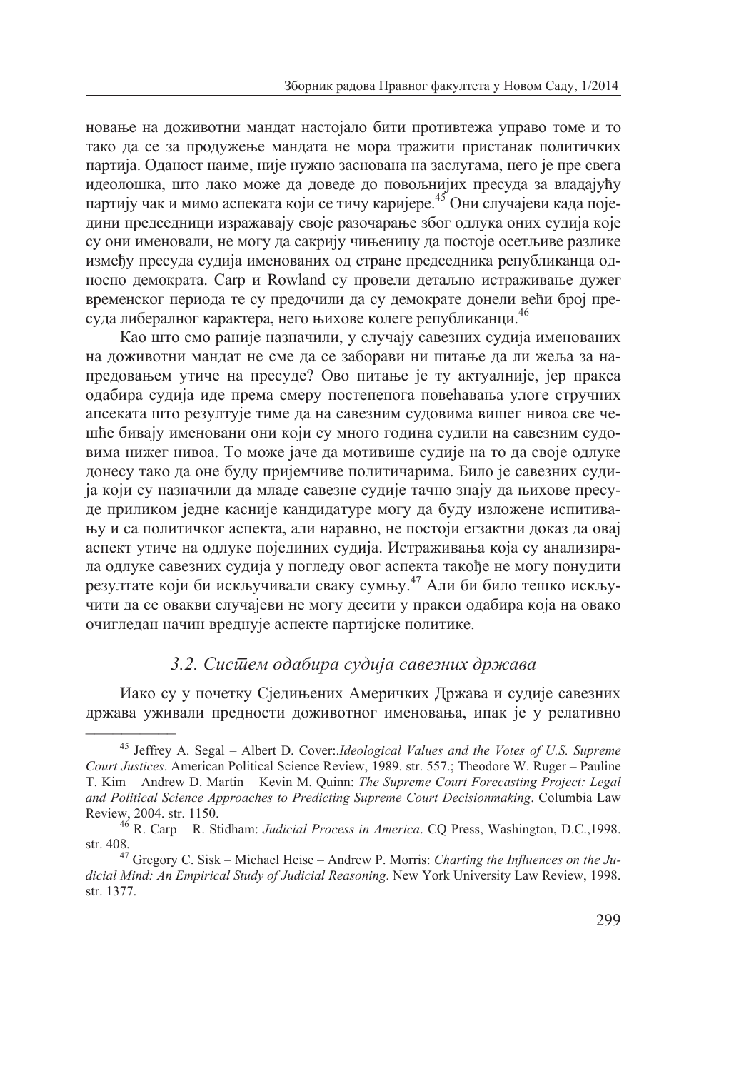новање на доживотни мандат настојало бити противтежа управо томе и то тако да се за продужење мандата не мора тражити пристанак политичких партија. Оданост наиме, није нужно заснована на заслугама, него је пре свега идеолошка, што лако може да доведе до повољнијих пресуда за владајућу партију чак и мимо аспеката који се тичу каријере.[45] Они случајеви када поједини председници изражавају своје разочарање због одлука оних судија које су они именовали, не могу да сакрију чињеницу да постоје осетљиве разлике између пресуда судија именованих од стране председника републиканца односно демократа. Carp и Rowland су провели детаљно истраживање дужег временског периода те су предочили да су демократе донели већи број пресуда либералног карактера, него њихове колеге републиканци.[46]

Као што смо раније назначили, у случају савезних судија именованих на доживотни мандат не сме да се заборави ни питање да ли жеља за напредовањем утиче на пресуде? Ово питање је ту актуалније, јер пракса одабира судија иде према смеру постепенога повећавања улоге стручних апсеката што резултује тиме да на савезним судовима вишег нивоа све чешће бивају именовани они који су много година судили на савезним судовима нижег нивоа. То може јаче да мотивише судије на то да своје одлуке донесу тако да оне буду пријемчиве политичарима. Било је савезних судија који су назначили да младе савезне судије тачно знају да њихове пресуде приликом једне касније кандидатуре могу да буду изложене испитивању и са политичког аспекта, али наравно, не постоји егзактни доказ да овај аспект утиче на одлуке појединих судија. Истраживања која су анализирала одлуке савезних судија у погледу овог аспекта такође не могу понудити резултате који би искључивали сваку сумњу.[47] Али би било тешко искључити да се овакви случајеви не могу десити у пракси одабира која на овако очигледан начин вреднује аспекте партијске политике.

### *3.2. Систем одабира судија савезних држава*

Иако су у почетку Сједињених Америчких Држава и судије савезних држава уживали предности доживотног именовања, ипак је у релативно

---

[45] Jeffrey A. Segal – Albert D. Cover: *Ideological Values and the Votes of U.S. Supreme Court Justices*. American Political Science Review, 1989. str. 557.; Theodore W. Ruger – Pauline T. Kim – Andrew D. Martin – Kevin M. Quinn: *The Supreme Court Forecasting Project: Legal and Political Science Approaches to Predicting Supreme Court Decisionmaking*. Columbia Law Review, 2004. str. 1150.

[46] R. Carp – R. Stidham: *Judicial Process in America*. CQ Press, Washington, D.C.,1998. str. 408.

[47] Gregory C. Sisk – Michael Heise – Andrew P. Morris: *Charting the Influences on the Judicial Mind: An Empirical Study of Judicial Reasoning*. New York University Law Review, 1998. str. 1377.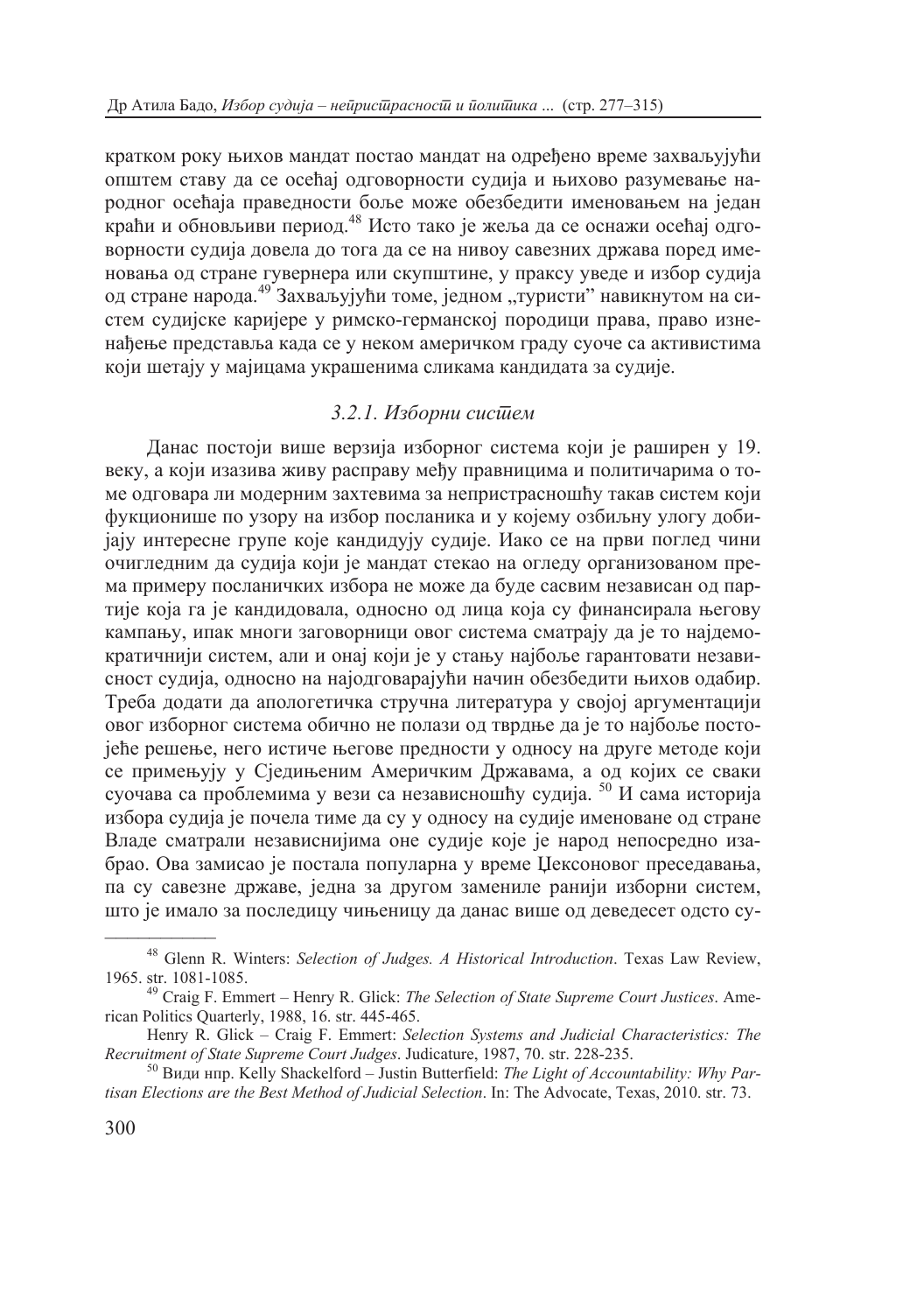кратком року њихов мандат постао мандат на одређено време захваљујући општем ставу да се осећај одговорности судија и њихово разумевање народног осећаја праведности боље може обезбедити именовањем на један краћи и обновљиви период.[48] Исто тако је жеља да се оснажи осећај одговорности судија довела до тога да се на нивоу савезних држава поред именовања од стране гувернера или скупштине, у праксу уведе и избор судија од стране народа.[49] Захваљујући томе, једном „туристи" навикнутом на систем судијске каријере у римско-германској породици права, право изненађење представља када се у неком америчком граду суоче са активистима који шетају у мајицама украшенима сликама кандидата за судије.

### *3.2.1. Изборни систем*

Данас постоји више верзија изборног система који је раширен у 19. веку, а који изазива живу расправу међу правницима и политичарима о томе одговара ли модерним захтевима за непристрасношћу такав систем који фукционише по узору на избор посланика и у којему озбиљну улогу добијају интересне групе које кандидују судије. Иако се на први поглед чини очигледним да судија који је мандат стекао на огледу организованом према примеру посланичких избора не може да буде сасвим независан од партије која га је кандидовала, односно од лица која су финансирала његову кампању, ипак многи заговорници овог система сматрају да је то најдемократичнији систем, али и онај који је у стању најбоље гарантовати независност судија, односно на најодговарајући начин обезбедити њихов одабир. Треба додати да апологетичка стручна литература у својој аргументацији овог изборног система обично не полази од тврдње да је то најбоље постојеће решење, него истиче његове предности у односу на друге методе који се примењују у Сједињеним Америчким Државама, а од којих се сваки суочава са проблемима у вези са независношћу судија.[50] И сама историја избора судија је почела тиме да су у односу на судије именоване од стране Владе сматрали независнијима оне судије које је народ непосредно изабрао. Ова замисао је постала популарна у време Џексоновог преседавања, па су савезне државе, једна за другом замениле ранији изборни систем, што је имало за последицу чињеницу да данас више од деведесет одсто су-

---

[48] Glenn R. Winters: *Selection of Judges. A Historical Introduction*. Texas Law Review, 1965. str. 1081-1085.

[49] Craig F. Emmert – Henry R. Glick: *The Selection of State Supreme Court Justices*. American Politics Quarterly, 1988, 16. str. 445-465.

Henry R. Glick – Craig F. Emmert: *Selection Systems and Judicial Characteristics: The Recruitment of State Supreme Court Judges*. Judicature, 1987, 70. str. 228-235.

[50] Види нпр. Kelly Shackelford – Justin Butterfield: *The Light of Accountability: Why Partisan Elections are the Best Method of Judicial Selection*. In: The Advocate, Texas, 2010. str. 73.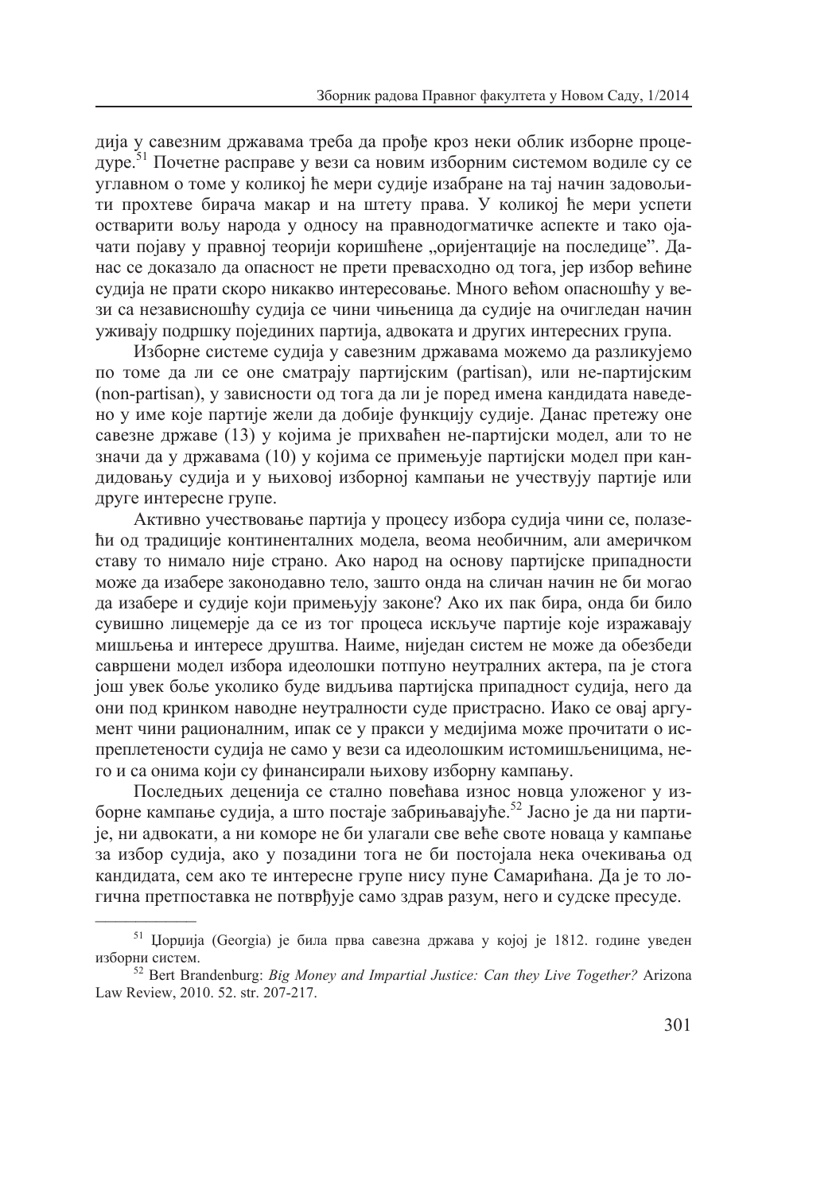дија у савезним државама треба да прође кроз неки облик изборне процедуре.[51] Почетне расправе у вези са новим изборним системом водиле су се углавном о томе у коликој ће мери судије изабране на тај начин задовољити прохтеве бирача макар и на штету права. У коликој ће мери успети остварити вољу народа у односу на правнодогматичке аспекте и тако ојачати појаву у правној теорији коришћене „оријентације на последице". Данас се доказало да опасност не прети превасходно од тога, јер избор већине судија не прати скоро никакво интересовање. Много већом опасношћу у вези са независношћу судија се чини чињеница да судије на очигледан начин уживају подршку појединих партија, адвоката и других интересних група.

Изборне системе судија у савезним државама можемо да разликујемо по томе да ли се оне сматрају партијским (partisan), или не-партијским (non-partisan), у зависности од тога да ли је поред имена кандидата наведено у име које партије жели да добије функцију судије. Данас претежу оне савезне државе (13) у којима је прихваћен не-партијски модел, али то не значи да у државама (10) у којима се примењује партијски модел при кандидовању судија и у њиховој изборној кампањи не учествују партије или друге интересне групе.

Активно учествовање партија у процесу избора судија чини се, полазећи од традиције континенталних модела, веома необичним, али америчком ставу то нимало није страно. Ако народ на основу партијске припадности може да изабере законодавно тело, зашто онда на сличан начин не би могао да изабере и судије који примењују законе? Ако их пак бира, онда би било сувишно лицемерје да се из тог процеса искључе партије које изражавају мишљења и интересе друштва. Наиме, ниједан систем не може да обезбеди савршени модел избора идеолошки потпуно неутралних актера, па је стога још увек боље уколико буде видљива партијска припадност судија, него да они под кринком наводне неутралности суде пристрасно. Иако се овај аргумент чини рационалним, ипак се у пракси у медијима може прочитати о испреплетености судија не само у вези са идеолошким истомишљеницима, него и са онима који су финансирали њихову изборну кампању.

Последњих деценија се стално повећава износ новца уложеног у изборне кампање судија, а што постаје забрињавајуће.[52] Јасно је да ни партије, ни адвокати, а ни коморе не би улагали све веће своте новаца у кампање за избор судија, ако у позадини тога не би постојала нека очекивања од кандидата, сем ако те интересне групе нису пуне Самарићана. Да је то логична претпоставка не потврђује само здрав разум, него и судске пресуде.

---

[51] Џорџија (Georgia) је била прва савезна држава у којој је 1812. године уведен изборни систем.

[52] Bert Brandenburg: *Big Money and Impartial Justice: Can they Live Together?* Arizona Law Review, 2010. 52. str. 207-217.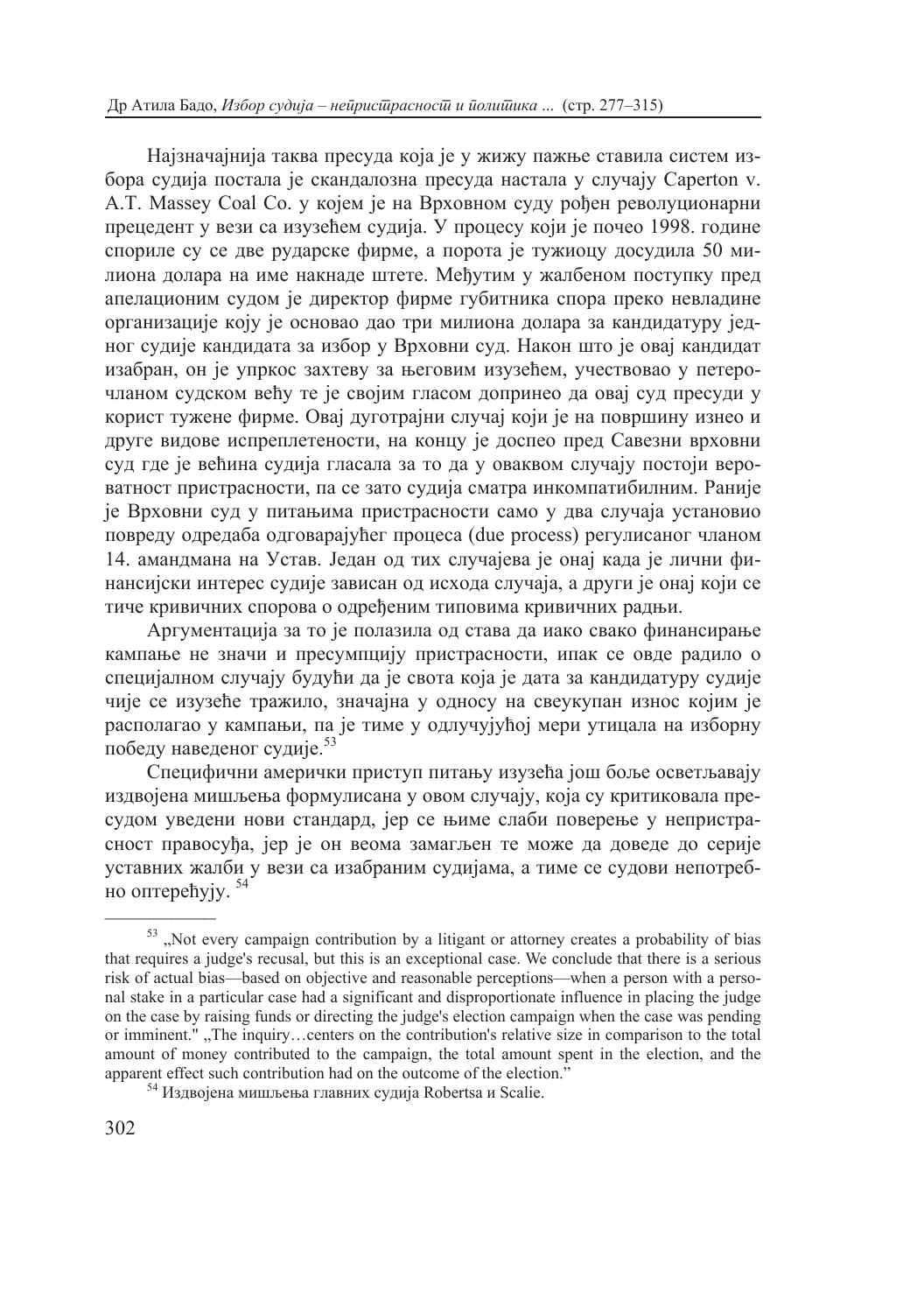Најзначајнија таква пресуда која је у жижу пажње ставила систем избора судија постала је скандалозна пресуда настала у случају Caperton v. A.T. Massey Coal Co. у којем је на Врховном суду рођен революционарни преседент у вези са изузећем судија. У процесу који је почео 1998. године спориле су се две рударске фирме, а порота је тужиоцу досудила 50 милиона долара на име накнаде штете. Међутим у жалбеном поступку пред апелационим судом је директор фирме губитника спора преко невладине организације коју је основао дао три милиона долара за кандидатуру једног судије кандидата за избор у Врховни суд. Након што је овај кандидат изабран, он је упркос захтеву за његовим изузећем, учествовао у петочланом судском већу те је својим гласом допринео да овај суд пресуди у корист тужене фирме. Овај дуготрајни случај који је на површину изнео и друге видове испреплетености, на концу је доспео пред Савезни врховни суд где је већина судија гласала за то да у оваквом случају постоји вероватност пристрасности, па се зато судија сматра инкомпатибилним. Раније је Врховни суд у питањима пристрасности само у два случаја установио повреду одредаба одговарајућег процеса (due process) регулисаног чланом 14. амандмана на Устав. Један од тих случајева је онај када је лични финансијски интерес судије зависан од исхода случаја, а други је онај који се тиче кривичних спорова о одређеним типовима кривичних радњи.

Аргументација за то је полазила од става да иако свако финансирање кампање не значи и пресумпцију пристрасности, ипак се овде радило о специјалном случају будући да је свота која је дата за кандидатуру судије чије се изузеће тражило, значајна у односу на свеукупан износ којим је располагао у кампањи, па је тиме у одлучујућој мери утицала на изборну победу наведеног судије.[53]

Специфични амерички приступ питању изузећа још боље осветљавају издвојена мишљења формулисана у овом случају, која су критиковала пресудом уведени нови стандард, јер се њиме слаби поверење у непристрасност правосуђа, јер је он веома замагљен те може да доведе до серије уставних жалби у вези са изабраним судијама, а тиме се судови непотребно оптерећују.[54]

---

[53] „Not every campaign contribution by a litigant or attorney creates a probability of bias that requires a judge's recusal, but this is an exceptional case. We conclude that there is a serious risk of actual bias—based on objective and reasonable perceptions—when a person with a personal stake in a particular case had a significant and disproportionate influence in placing the judge on the case by raising funds or directing the judge's election campaign when the case was pending or imminent." „The inquiry…centers on the contribution's relative size in comparison to the total amount of money contributed to the campaign, the total amount spent in the election, and the apparent effect such contribution had on the outcome of the election."

[54] Издвојена мишљења главних судија Robertsa и Scalie.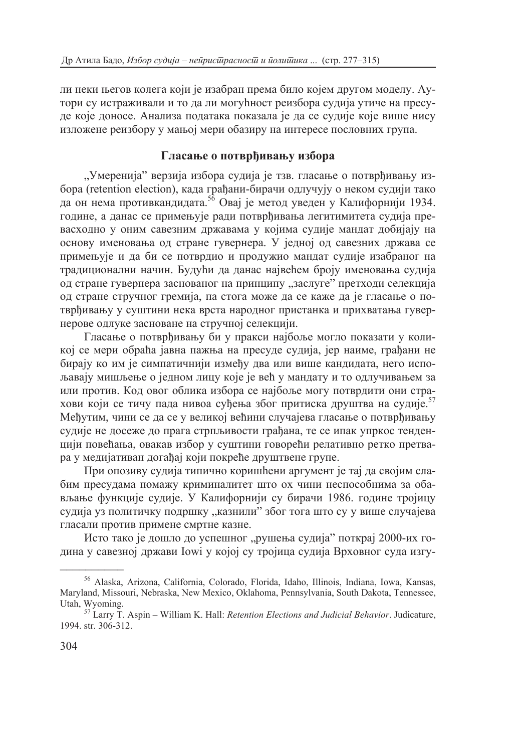ли неки његов колега који је изабран према било којем другом моделу. Аутори су истраживали и то да ли могућност реизбора судија утиче на пресуде које доносе. Анализа података показала је да се судије које више нису изложене реизбору у мањој мери обазиру на интересе пословних група.

### Гласање о потврђивању избора

„Умеренија" верзија избора судија је тзв. гласање о потврђивању избора (retention election), када грађани-бирачи одлучују о неком судији тако да он нема противкандидата.[56] Овај је метод уведен у Калифорнији 1934. године, а данас се примењује ради потврђивања легитимитета судија превасходно у оним савезним државама у којима судије мандат добијају на основу именовања од стране гувернера. У једној од савезних држава се примењује и да би се потврдио и продужио мандат судије изабраног на традиционални начин. Будући да данас највећем броју именовања судија од стране гувернера заснованог на принципу „заслуге" претходи селекција од стране стручног гремија, па стога може да се каже да је гласање о потврђивању у суштини нека врста народног пристанка и прихватања гувернерове одлуке засноване на стручној селекцији.

Гласање о потврђивању би у пракси најбоље могло показати у коликој се мери обраћа јавна пажња на пресуде судија, јер наиме, грађани не бирају ко им је симпатичнији између два или више кандидата, него испољавају мишљење о једном лицу које је већ у мандату и то одлучивањем за или против. Код овог облика избора се најбоље могу потврдити они страхови који се тичу пада нивоа суђења због притиска друштва на судије.[57] Међутим, чини се да се у великој већини случајева гласање о потврђивању судије не досеже до прага стрпљивости грађана, те се ипак упркос тенденцији повећања, овакав избор у суштини говорећи релативно ретко претвара у медијативан догађај који покреће друштвене групе.

При опозиву судија типично коришћени аргумент је тај да својим слабим пресудама помажу криминалитет што ох чини неспособнима за обављање функције судије. У Калифорнији су бирачи 1986. године тројицу судија уз политичку подршку „казнили" због тога што су у више случајева гласали против примене смртне казне.

Исто тако је дошло до успешног „рушења судија" поткрај 2000-их година у савезној држави Iowi у којој су тројица судија Врховног суда изгу-

---

[56] Alaska, Arizona, California, Colorado, Florida, Idaho, Illinois, Indiana, Iowa, Kansas, Maryland, Missouri, Nebraska, New Mexico, Oklahoma, Pennsylvania, South Dakota, Tennessee, Utah, Wyoming.

[57] Larry T. Aspin – William K. Hall: *Retention Elections and Judicial Behavior*. Judicature, 1994. str. 306-312.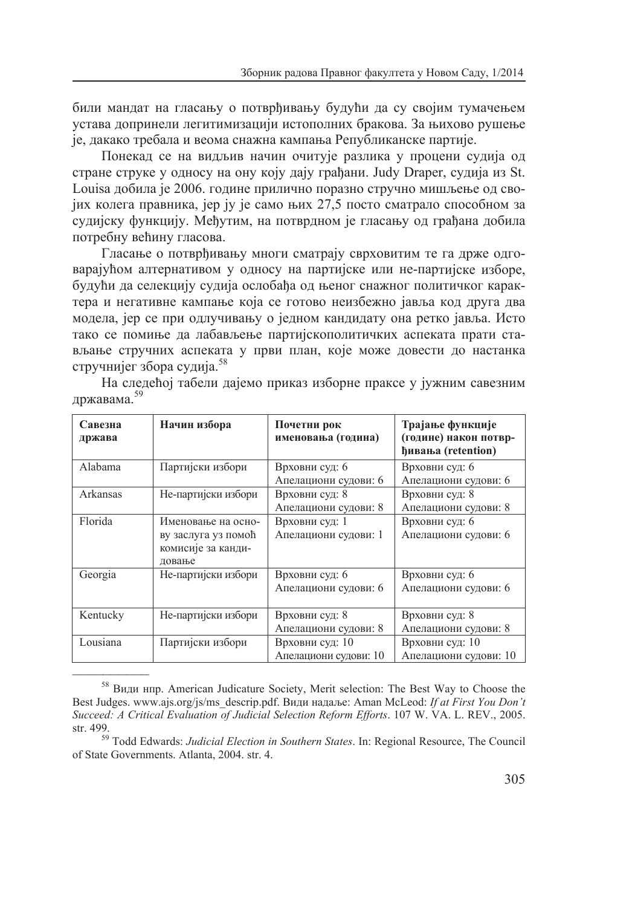били мандат на гласању о потврђивању будући да су својим тумачењем устава допринели легитимизацији истополних бракова. За њихово рушење је, дакако требала и веома снажна кампања Републиканске партије.

Понекад се на видљив начин очитује разлика у процени судија од стране струке у односу на ону коју дају грађани. Judy Draper, судија из St. Louisa добила је 2006. године прилично поразно стручно мишљење од својих колега правника, јер ју је само њих 27,5 посто сматрало способном за судијску функцију. Међутим, на потврдном је гласању од грађана добила потребну већину гласова.

Гласање о потврђивању многи сматрају сврховитим те га држе одговарајућом алтернативом у односу на партијске или не-партијске изборе, будући да селекцију судија ослобађа од њеног снажног политичког карактера и негативне кампање која се готово неизбежно јавља код друга два модела, јер се при одлучивању о једном кандидату она ретко јавља. Исто тако се помиње да лабављење партијскополитичких аспеката прати стављање стручних аспеката у први план, које може довести до настанка стручнијег збора судија.[58]

На следећој табели дајемо приказ изборне праксе у јужним савезним државама.[59]

| **Савезна држава** | **Начин избора** | **Почетни рок именовања (година)** | **Трајање функције (године) након потврђивања (retention)** |
|---|---|---|---|
| Alabama | Партијски избори | Врховни суд: 6<br>Апелациони судови: 6 | Врховни суд: 6<br>Апелациони судови: 6 |
| Arkansas | Не-партијски избори | Врховни суд: 8<br>Апелациони судови: 8 | Врховни суд: 8<br>Апелациони судови: 8 |
| Florida | Именовање на основу заслуга уз помоћ комисије за кандидовање | Врховни суд: 1<br>Апелациони судови: 1 | Врховни суд: 6<br>Апелациони судови: 6 |
| Georgia | Не-партијски избори | Врховни суд: 6<br>Апелациони судови: 6 | Врховни суд: 6<br>Апелациони судови: 6 |
| Kentucky | Не-партијски избори | Врховни суд: 8<br>Апелациони судови: 8 | Врховни суд: 8<br>Апелациони судови: 8 |
| Lousiana | Партијски избори | Врховни суд: 10<br>Апелациони судови: 10 | Врховни суд: 10<br>Апелациони судови: 10 |

---

[58] Види нпр. American Judicature Society, Merit selection: The Best Way to Choose the Best Judges. www.ajs.org/js/ms_descrip.pdf. Види надаље: Aman McLeod: *If at First You Don't Succeed: A Critical Evaluation of Judicial Selection Reform Efforts*. 107 W. VA. L. REV., 2005. str. 499.

[59] Todd Edwards: *Judicial Election in Southern States*. In: Regional Resource, The Council of State Governments. Atlanta, 2004. str. 4.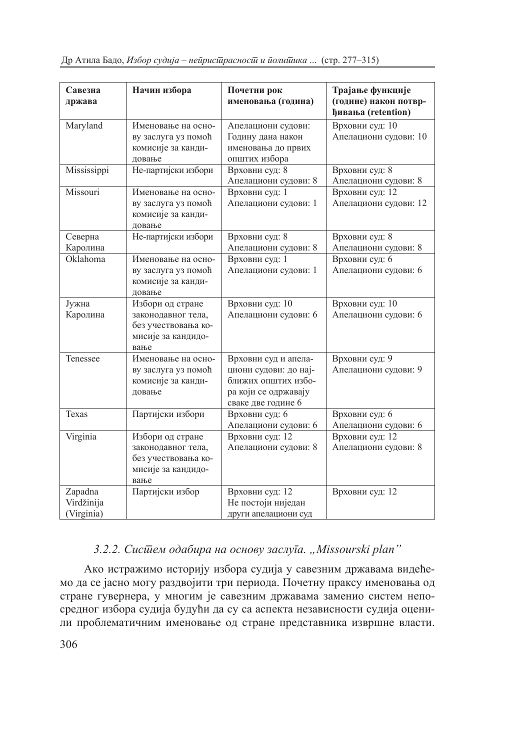| Савезна држава | Начин избора | Почетни рок именовања (година) | Трајање функције (године) након потврђивања (retention) |
|---|---|---|---|
| Maryland | Именовање на основу заслуга уз помоћ комисије за кандидовање | Апелациони судови: Годину дана након именовања до првих општих избора | Врховни суд: 10 Апелациони судови: 10 |
| Mississippi | Не-партијски избори | Врховни суд: 8 Апелациони судови: 8 | Врховни суд: 8 Апелациони судови: 8 |
| Missouri | Именовање на основу заслуга уз помоћ комисије за кандидовање | Врховни суд: 1 Апелациони судови: 1 | Врховни суд: 12 Апелациони судови: 12 |
| Северна Каролина | Не-партијски избори | Врховни суд: 8 Апелациони судови: 8 | Врховни суд: 8 Апелациони судови: 8 |
| Oklahoma | Именовање на основу заслуга уз помоћ комисије за кандидовање | Врховни суд: 1 Апелациони судови: 1 | Врховни суд: 6 Апелациони судови: 6 |
| Јужна Каролина | Избори од стране законодавног тела, без учествовања комисије за кандидовање | Врховни суд: 10 Апелациони судови: 6 | Врховни суд: 10 Апелациони судови: 6 |
| Tenessee | Именовање на основу заслуга уз помоћ комисије за кандидовање | Врховни суд и апелациони судови: до најближих општих избора који се одржавају сваке две године 6 | Врховни суд: 9 Апелациони судови: 9 |
| Texas | Партијски избори | Врховни суд: 6 Апелациони судови: 6 | Врховни суд: 6 Апелациони судови: 6 |
| Virginia | Избори од стране законодавног тела, без учествовања комисије за кандидовање | Врховни суд: 12 Апелациони судови: 8 | Врховни суд: 12 Апелациони судови: 8 |
| Zapadna Virdžinija (Virginia) | Партијски избор | Врховни суд: 12 Не постоји ниједан други апелациони суд | Врховни суд: 12 |

### *3.2.2. Систем одабира на основу заслуга. „Missourski plan"*

Ако истражимо историју избора судија у савезним државама видећемо да се јасно могу раздвојити три периода. Почетну праксу именовања од стране гувернера, у многим је савезним државама заменио систем непосредног избора судија будући да су са аспекта независности судија оценили проблематичним именовање од стране представника извршне власти.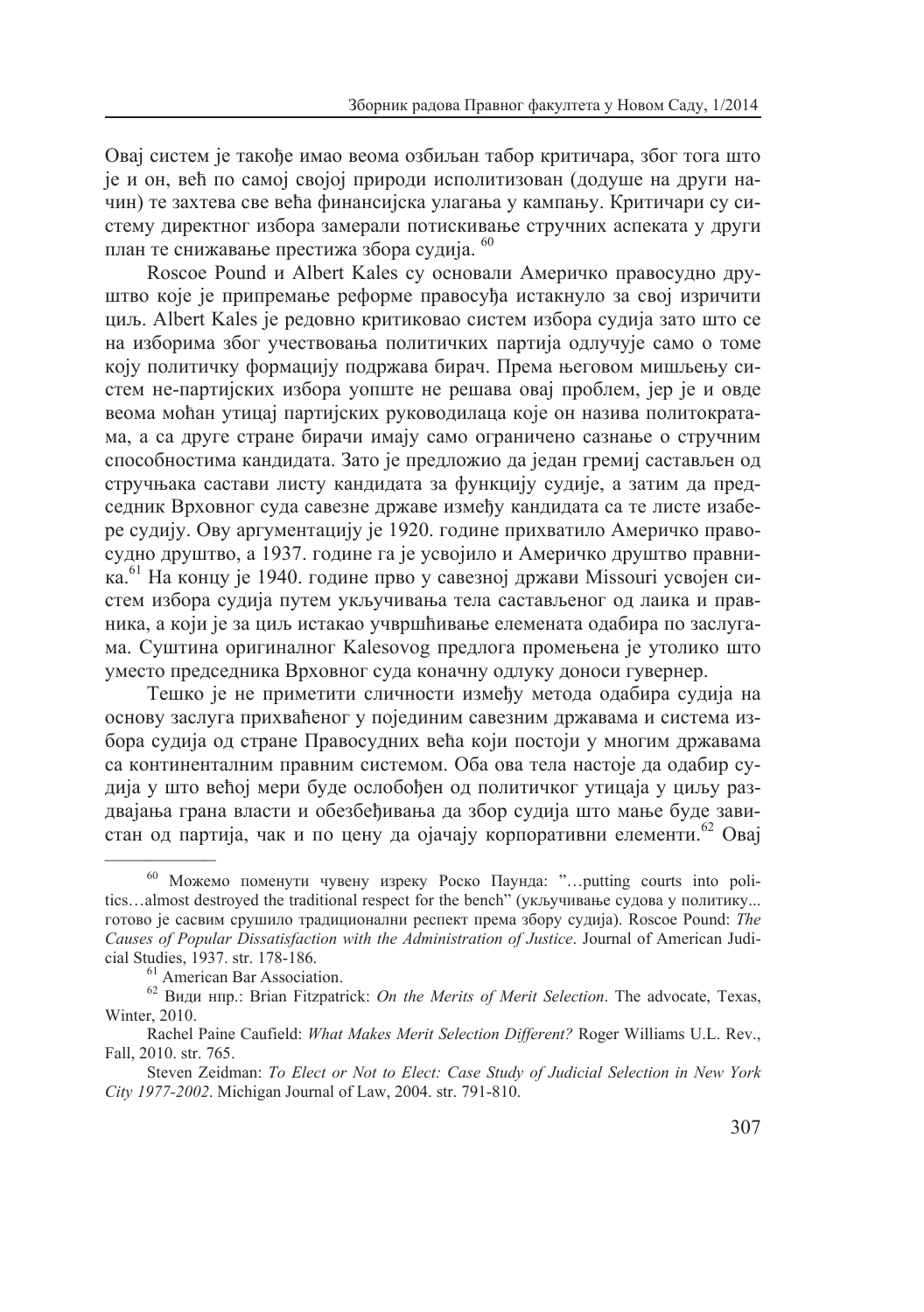Овај систем је такође имао веома озбиљан табор критичара, због тога што је и он, већ по самој својој природи исполитизован (додуше на други начин) те захтева све већа финансијска улагања у кампању. Критичари су систему директног избора замерали потискивање стручних аспеката у други план те снижавање престижа збора судија. [60]

Roscoe Pound и Albert Kales су основали Америчко правосудно друштво које је припремање реформе правосуђа истакнуло за свој изричити циљ. Albert Kales је редовно критиковао систем избора судија зато што се на изборима због учествовања политичких партија одлучује само о томе коју политичку формацију подржава бирач. Према његовом мишљењу систем не-партијских избора уопште не решава овај проблем, јер је и овде веома моћан утицај партијских руководилаца које он назива политократама, а са друге стране бирачи имају само ограничено сазнање о стручним способностима кандидата. Зато је предложио да један гремиј састављен од стручњака састави листу кандидата за функцију судије, а затим да председник Врховног суда савезне државе између кандидата са те листе изабере судију. Ову аргументацију је 1920. године прихватило Америчко правосудно друштво, а 1937. године га је усвојило и Америчко друштво правника.[61] На концу је 1940. године прво у савезној држави Missouri усвојен систем избора судија путем укључивања тела састављеног од лаика и правника, а који је за циљ истакао учвршћивање елемената одабира по заслугама. Суштина оригиналног Kalesovog предлога промењена је утолико што уместо председника Врховног суда коначну одлуку доноси гувернер.

Тешко је не приметити сличности између метода одабира судија на основу заслуга прихваћеног у појединим савезним државама и система избора судија од стране Правосудних већа који постоји у многим државама са континенталним правним системом. Оба ова тела настоје да одабир судија у што већој мери буде ослобођен од политичког утицаја у циљу раздвајања грана власти и обезбеђивања да збор судија што мање буде завистан од партија, чак и по цену да ојачају корпоративни елементи.[62] Овај

---

[60] Можемо поменути чувену изреку Роско Паунда: "…putting courts into politics…almost destroyed the traditional respect for the bench" (укључивање судова у политику... готово је сасвим срушило традиционални респект према збору судија). Roscoe Pound: *The Causes of Popular Dissatisfaction with the Administration of Justice*. Journal of American Judicial Studies, 1937. str. 178-186.

[61] American Bar Association.

[62] Види нпр.: Brian Fitzpatrick: *On the Merits of Merit Selection*. The advocate, Texas, Winter, 2010.

Rachel Paine Caufield: *What Makes Merit Selection Different?* Roger Williams U.L. Rev., Fall, 2010. str. 765.

Steven Zeidman: *To Elect or Not to Elect: Case Study of Judicial Selection in New York City 1977-2002*. Michigan Journal of Law, 2004. str. 791-810.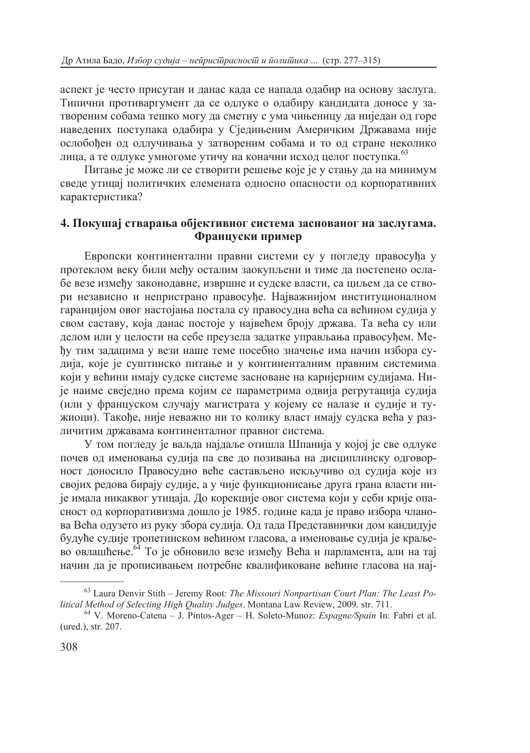аспект је често присутан и данас када се напада одабир на основу заслуга. Типични противаргумент да се одлуке о одабиру кандидата доносе у затвореним собама тешко могу да сметну с ума чињеницу да ниједан од горе наведених поступака одабира у Сједињеним Америчким Државама није ослобођен од одлучивања у затвореним собама и то од стране неколико лица, а те одлуке умногоме утичу на коначни исход целог поступка.[63]

Питање је може ли се створити решење које је у стању да на минимум сведе утицај политичких елемената односно опасности од корпоративних карактеристика?

## 4. Покушај стварања објективног система заснованог на заслугама. Француски пример

Европски континентални правни системи су у погледу правосуђа у протеклом веку били између осталим заокупљени и тиме да постепено ослабе везе између законодавне, извршне и судске власти, са циљем да се створи независно и непристрасно правосуђе. Најважнијом институционалном гаранцијом овог настојања постала су правосудна већа са већином судија у свом саставу, која данас постоје у највећем броју држава. Та већа су или делом или у целости на себе преузела задатке управљања правосуђем. Међу тим задацима у вези наше теме посебно значење има начин избора судија, које је суштинско питање и у континенталним правним системима који у већини имају судске системе засноване на каријерним судијама. Није наиме свеједно према којим се параметрима одвија регрутација судија (или у француском случају магистрата у којему се налазе и судије и тужиоци). Такође, није неважно ни то колику власт имају судска већа у различитим државама континенталног правног система.

У том погледу је ваљда најдаље отишла Шпанија у којој је све одлуке почев од именовања судија па све до позивања на дисциплинску одговорност доносило Правосудно веће састављено искључиво од судија које из својих редова бирају судије, а у чије функционисање друга грана власти није имала никаквог утицаја. До корекције овог система који у себи крије опасност од корпоративизма дошло је 1985. године када је право избора чланова Већа одузето из руку збора судија. Од тада Представнички дом кандидује будуће судије тропетинском већином гласова, а именовање судија је краљево овлашћење.[64] То је обновило везе између Већа и парламента, али на тај начин да је прописивањем потребне квалификоване већине гласова на нај-

---

[63] Laura Denvir Stith – Jeremy Root: *The Missouri Nonpartisan Court Plan: The Least Political Method of Selecting High Quality Judges*. Montana Law Review, 2009. str. 711.

[64] V. Moreno-Catena – J. Pintos-Ager – H. Soleto-Munoz: *Espagne/Spain* In: Fabri et al. (ured.), str. 207.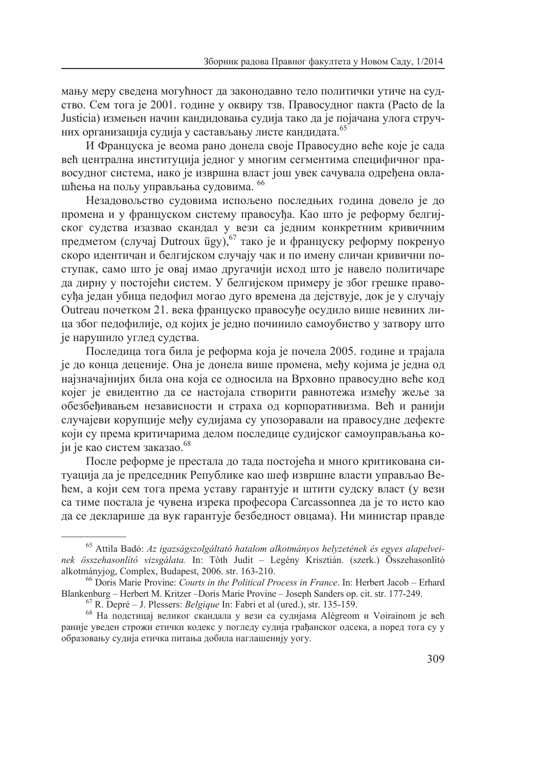мању меру сведена могућност да законодавно тело политички утиче на судство. Сем тога је 2001. године у оквиру тзв. Правосудног пакта (Pacto de la Justicia) измењен начин кандидовања судија тако да је појачана улога стручних организација судија у састављању листе кандидата.[65]

И Француска је веома рано донела своје Правосудно веће које је сада већ централна институција једног у многим сегментима специфичног правосудног система, иако је извршна власт још увек сачувала одређена овлашћења на пољу управљања судовима. [66]

Незадовољство судовима испољено последњих година довело је до промена и у француском систему правосуђа. Као што је реформу белгијског судства изазвао скандал у вези са једним конкретним кривичним предметом (случај Dutroux ügy),[67] тако је и француску реформу покренуо скоро идентичан и белгијском случају чак и по имену сличан кривични поступак, само што је овај имао другачији исход што је навело политичаре да дирну у постојећи систем. У белгијском примеру је због грешке правосуђа један убица педофил могао дуго времена да дејствује, док је у случају Outreau почетком 21. века француско правосуђе осудило више невиних лица због педофилије, од којих је једно починило самоубиство у затвору што је нарушило углед судства.

Последица тога била је реформа која је почела 2005. године и трајала је до конца деценије. Она је донела више промена, међу којима је једна од најзначајнијих била она која се односила на Врховно правосудно веће код којег је евидентно да се настојала створити равнотежа између жеље за обезбеђивањем независности и страха од корпоративизма. Већ и ранији случајеви корупције међу судијама су упозоравали на правосудне дефекте који су према критичарима делом последице судијског самоуправљања који је као систем заказао.[68]

После реформе је престала до тада постојећа и много критикована ситуација да је председник Републике као шеф извршне власти управљао Већем, а који сем тога према уставу гарантује и штити судску власт (у вези са тиме постала је чувена изрека професора Carcassonnea да је то исто као да се декларише да вук гарантује безбедност овцама). Ни министар правде

---

[65] Attila Badó: *Az igazságszolgáltató hatalom alkotmányos helyzetének és egyes alapelveinek összehasonlító vizsgálata.* In: Tóth Judit – Legény Krisztián. (szerk.) Összehasonlító alkotmányjog, Complex, Budapest, 2006. str. 163-210.

[66] Doris Marie Provine: *Courts in the Political Process in France.* In: Herbert Jacob – Erhard Blankenburg – Herbert M. Kritzer –Doris Marie Provine – Joseph Sanders op. cit. str. 177-249.

[67] R. Depré – J. Plessers: *Belgique* In: Fabri et al (ured.), str. 135-159.

[68] На подстицај великог скандала у вези са судијама Alègreom и Voirainom је већ раније уведен строжи етички кодекс у погледу судија грађанског одсека, а поред тога су у образовању судија етичка питања добила наглашенију уогу.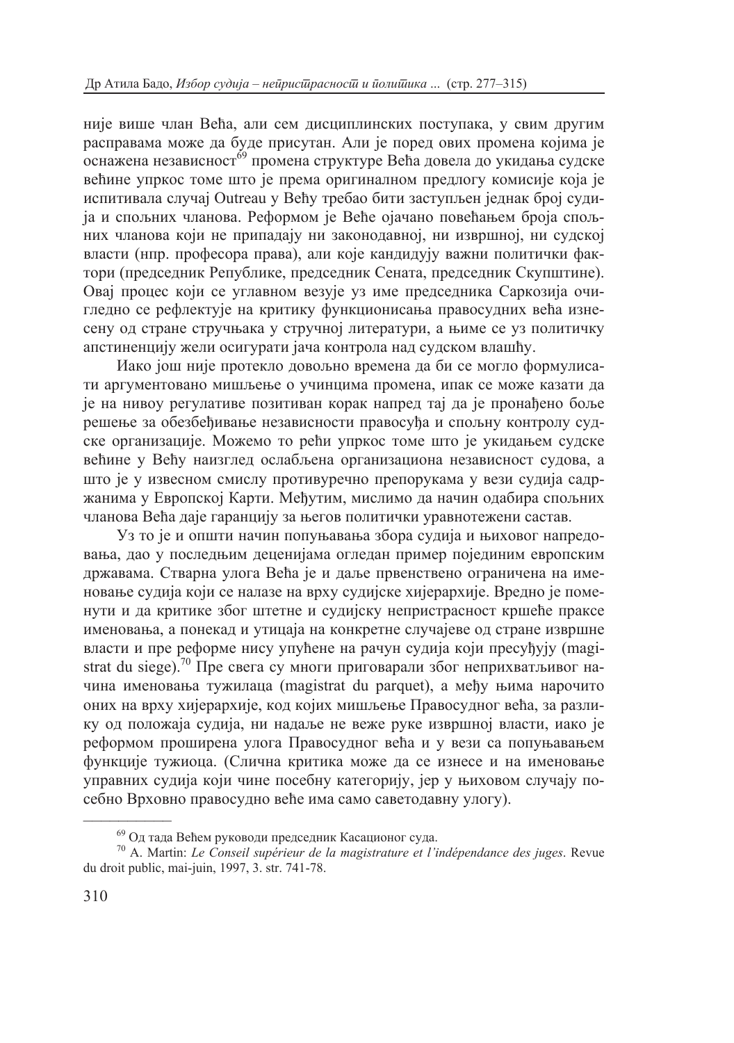није више члан Већа, али сем дисциплинских поступака, у свим другим расправама може да буде присутан. Али је поред ових промена којима је оснажена независност[69] промена структуре Већа довела до укидања судске већине упркос томе што је према оригиналном предлогу комисије која је испитивала случај Outreau у Већу требао бити заступљен једнак број судија и спољних чланова. Реформом је Веће ојачано повећањем броја спољних чланова који не припадају ни законодавној, ни извршној, ни судској власти (нпр. професора права), али које кандидују важни политички фактори (председник Републике, председник Сената, председник Скупштине). Овај процес који се углавном везује уз име председника Саркозија очигледно се рефлектује на критику функционисања правосудних већа изнесену од стране стручњака у стручној литератури, а њиме се уз политичку апстиненцију жели осигурати јача контрола над судском влашћу.

Иако још није протекло довољно времена да би се могло формулисати аргументовано мишљење о учинцима промена, ипак се може казати да је на нивоу регулативе позитиван корак напред тај да је пронађено боље решење за обезбеђивање независности правосуђа и спољну контролу судске организације. Можемо то рећи упркос томе што је укидањем судске већине у Већу наизглед ослабљена организациона независност судова, а што је у извесном смислу противуречно препорукама у вези судија садржанима у Европској Карти. Међутим, мислимо да начин одабира спољних чланова Већа даје гаранцију за његов политички уравнотежени састав.

Уз то је и општи начин попуњавања збора судија и њиховог напредовања, дао у последњим деценијама огледан пример појединим европским државама. Стварна улога Већа је и даље првенствено ограничена на именовање судија који се налазе на врху судијске хијерархије. Вредно је поменути и да критике због штетне и судијску непристрасност кршеће праксе именовања, а понекад и утицаја на конкретне случајеве од стране извршне власти и пре реформе нису упућене на рачун судија који пресуђују (magistrat du siege).[70] Пре свега су многи приговарали због неприхватљивог начина именовања тужилаца (magistrat du parquet), а међу њима нарочито оних на врху хијерархије, код којих мишљење Правосудног већа, за разлику од положаја судија, ни надаље не веже руке извршној власти, иако је реформом проширена улога Правосудног већа и у вези са попуњавањем функције тужиоца. (Слична критика може да се изнесе и на именовање управних судија који чине посебну категорију, јер у њиховом случају посебно Врховно правосудно веће има само саветодавну улогу).

---

[69] Од тада Већем руководи председник Касационог суда.

[70] A. Martin: *Le Conseil supérieur de la magistrature et l'indépendance des juges*. Revue du droit public, mai-juin, 1997, 3. str. 741-78.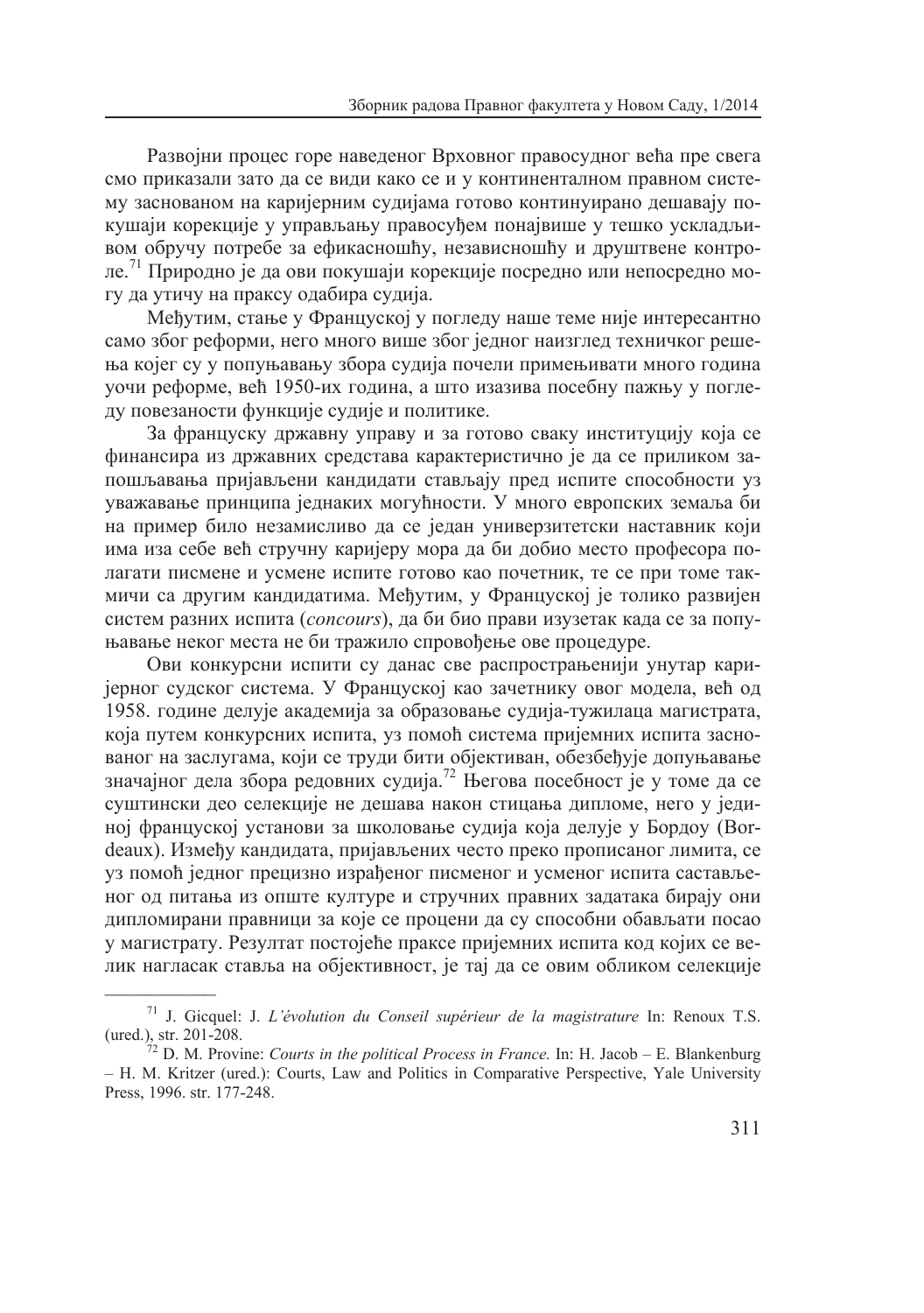Развојни процес горе наведеног Врховног правосудног већа пре свега смо приказали зато да се види како се и у континенталном правном систему заснованом на каријерним судијама готово континуирано дешавају покушаји корекције у управљању правосуђем понајвише у тешко ускладљивом обручу потребе за ефикасношћу, независношћу и друштвене контроле.[71] Природно је да ови покушаји корекције посредно или непосредно могу да утичу на праксу одабира судија.

Међутим, стање у Француској у погледу наше теме није интересантно само због реформи, него много више због једног наизглед техничког решења којег су у попуњавању збора судија почели примењивати много година уочи реформе, већ 1950-их година, а што изазива посебну пажњу у погледу повезаности функције судије и политике.

За француску државну управу и за готово сваку институцију која се финансира из државних средстава карактеристично је да се приликом запошљавања пријављени кандидати стављају пред испите способности уз уважавање принципа једнаких могућности. У много европских земаља би на пример било незамисливо да се један универзитетски наставник који има иза себе већ стручну каријеру мора да би добио место професора полагати писмене и усмене испите готово као почетник, те се при томе такмичи са другим кандидатима. Међутим, у Француској је толико развијен систем разних испита (*concours*), да би био прави изузетак када се за попуњавање неког места не би тражило спровођење ове процедуре.

Ови конкурсни испити су данас све распрострањенији унутар каријерног судског система. У Француској као зачетнику овог модела, већ од 1958. године делује академија за образовање судија-тужилаца магистрата, која путем конкурсних испита, уз помоћ система пријемних испита заснованог на заслугама, који се труди бити објективан, обезбеђује допуњавање значајног дела збора редовних судија.[72] Његова посебност је у томе да се суштински део селекције не дешава након стицања дипломе, него у јединој француској установи за школовање судија која делује у Бордоу (Bordeaux). Између кандидата, пријављених често преко прописаног лимита, се уз помоћ једног прецизно израђеног писменог и усменог испита састављеног од питања из опште културе и стручних правних задатака бирају они дипломирани правници за које се процени да су способни обављати посао у магистрату. Резултат постојеће праксе пријемних испита код којих се велик нагласак ставља на објективност, је тај да се овим обликом селекције

---

[71] J. Gicquel: J. *L'évolution du Conseil supérieur de la magistrature* In: Renoux T.S. (ured.), str. 201-208.

[72] D. M. Provine: *Courts in the political Process in France.* In: H. Jacob – E. Blankenburg – H. M. Kritzer (ured.): Courts, Law and Politics in Comparative Perspective, Yale University Press, 1996. str. 177-248.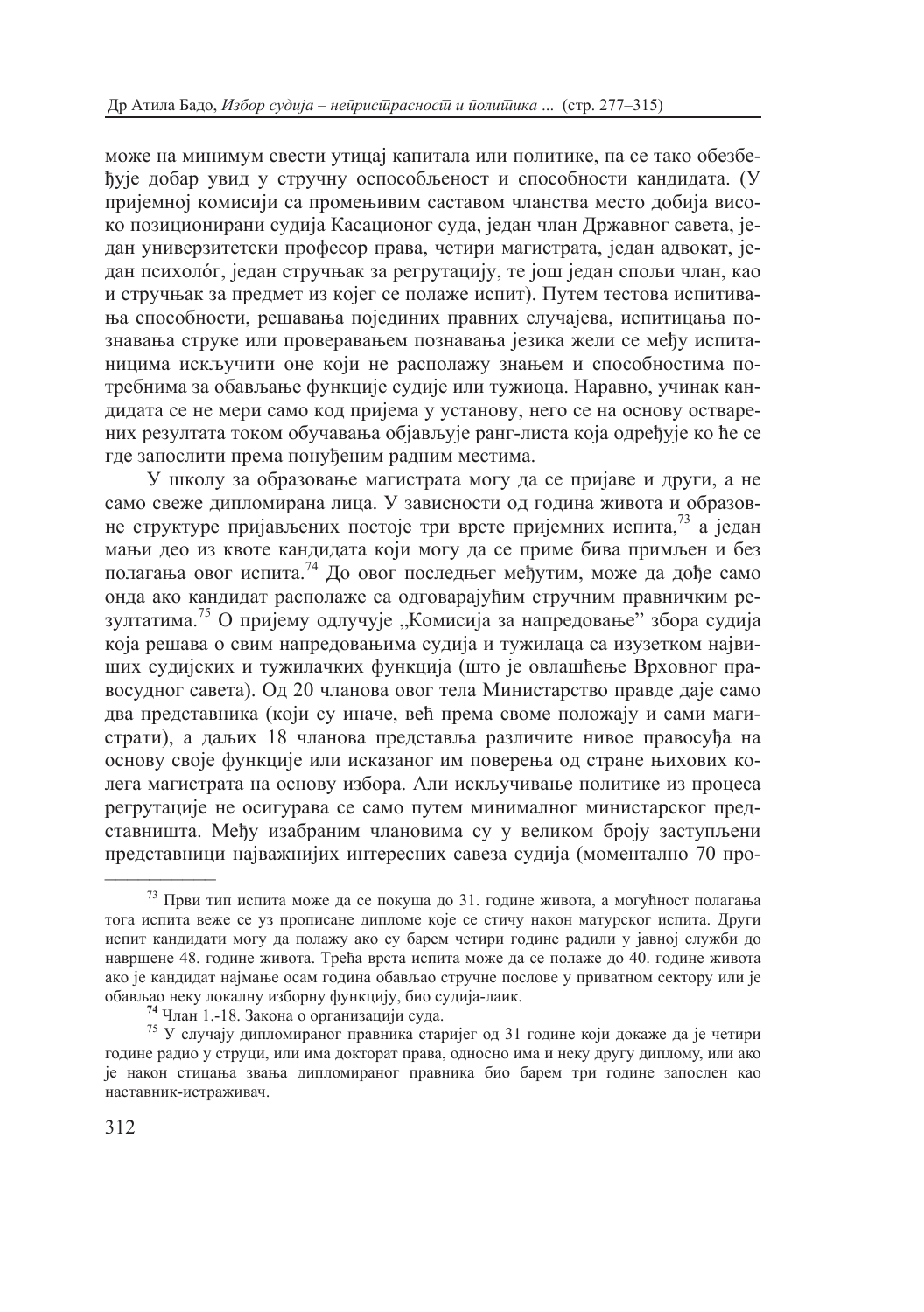може на минимум свести утицај капитала или политике, па се тако обезбеђује добар увид у стручну оспособљеност и способности кандидата. (У пријемној комисији са промењивим саставом чланства место добија високо позиционирани судија Касационог суда, један члан Државног савета, један универзитетски професор права, четири магистрата, један адвокат, један психолóг, један стручњак за регрутацију, те још један спољи члан, као и стручњак за предмет из којег се полаже испит). Путем тестова испитивања способности, решавања појединих правних случајева, испитицања познавања струке или провераваљем познавања језика жели се међу испитаницима искључити оне који не располажу знањем и способностима потребнима за обављање функције судије или тужиоца. Наравно, учинак кандидата се не мери само код пријема у установу, него се на основу остварених резултата током обучавања објављује ранг-листа која одређује ко ће се где запослити према понуђеним радним местима.

У школу за образовање магистрата могу да се пријаве и други, а не само свеже дипломирана лица. У зависности од година живота и образовне структуре пријављених постоје три врсте пријемних испита,[73] а један мањи део из квоте кандидата који могу да се приме бива примљен и без полагања овог испита.[74] До овог последњег међутим, може да дође само онда ако кандидат располаже са одговарајућим стручним правничким резултатима.[75] О пријему одлучује „Комисија за напредовање" збора судија која решава о свим напредовањима судија и тужилаца са изузетком највиших судијских и тужилачких функција (што је овлашћење Врховног правосудног савета). Од 20 чланова овог тела Министарство правде даје само два представника (који су иначе, већ према своме положају и сами магистрати), а даљих 18 чланова представља различите нивое правосуђа на основу своје функције или исказаног им поверења од стране њихових колега магистрата на основу избора. Али искључивање политике из процеса регрутације не осигурава се само путем минималног министарског представништа. Међу изабраним члановима су у великом броју заступљени представници најважнијих интересних савеза судија (моментално 70 про-

---

[73] Први тип испита може да се покуша до 31. године живота, а могућност полагања тога испита веже се уз прописане дипломе које се стичу након матурског испита. Други испит кандидати могу да полажу ако су барем четири године радили у јавној служби до навршене 48. године живота. Трећа врста испита може да се полаже до 40. године живота ако је кандидат најмање осам година обављао стручне послове у приватном сектору или је обављао неку локалну изборну функцију, био судија-лаик.

[74] Члан 1.-18. Закона о организацији суда.

[75] У случају дипломираног правника старијег од 31 године који докаже да је четири године радио у струци, или има докторат права, односно има и неку другу диплому, или ако је након стицања звања дипломираног правника био барем три године запослен као наставник-истраживач.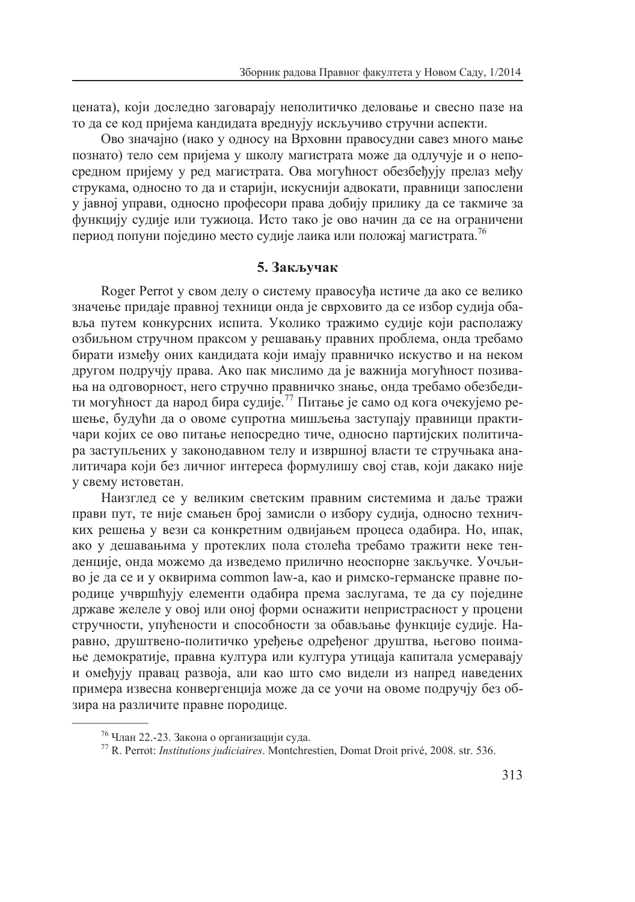цената), који доследно заговарају неполитичко деловање и свесно пазе на то да се код пријема кандидата вреднују искључиво стручни аспекти.

Ово значајно (иако у односу на Врховни правосудни савез много мање познато) тело сем пријема у школу магистрата може да одлучује и о непосредном пријему у ред магистрата. Ова могућност обезбеђују прелаз међу струкама, односно то да и старији, искуснији адвокати, правници запослени у јавној управи, односно професори права добију прилику да се такмиче за функцију судије или тужиоца. Исто тако је ово начин да се на ограничени период попуни поједино место судије лаика или положај магистрата.[76]

## 5. Закључак

Roger Perrot у свом делу о систему правосуђа истиче да ако се велико значење придаје правној техници онда је сврховито да се избор судија обавља путем конкурсних испита. Уколико тражимо судије који располажу озбиљном стручном праксом у решавању правних проблема, онда требамо бирати између оних кандидата који имају правничко искуство и на неком другом подручју права. Ако пак мислимо да је важнија могућност позивања на одговорност, него стручно правничко знање, онда требамо обезбедити могућност да народ бира судије.[77] Питање је само од кога очекујемо решење, будући да о овоме супротна мишљења заступају правници практичари којих се ово питање непосредно тиче, односно партијских политичара заступљених у законодавном телу и извршној власти те стручњака аналитичара који без личног интереса формулишу свој став, који дакако није у свему истоветан.

Наизглед се у великим светским правним системима и даље тражи прави пут, те није смањен број замисли о избору судија, односно техничких решења у вези са конкретним одвијањем процеса одабира. Но, ипак, ако у дешавањима у протеклих пола столећа требамо тражити неке тенденције, онда можемо да изведемо прилично неоспорне закључке. Уочљиво је да се и у оквирима common law-а, као и римско-германске правне породице учвршћују елементи одабира према заслугама, те да су поједине државе желеле у овој или оној форми оснажити непристрасност у процени стручности, упућености и способности за обављање функције судије. Наравно, друштвено-политичко уређење одређеног друштва, његово поимање демократије, правна култура или култура утицаја капитала усмеравају и омеђују правац развоја, али као што смо видели из напред наведених примера извесна конвергенција може да се уочи на овоме подручју без обзира на различите правне породице.

---

[76] Члан 22.-23. Закона о организацији суда.

[77] R. Perrot: *Institutions judiciaires*. Montchrestien, Domat Droit privé, 2008. str. 536.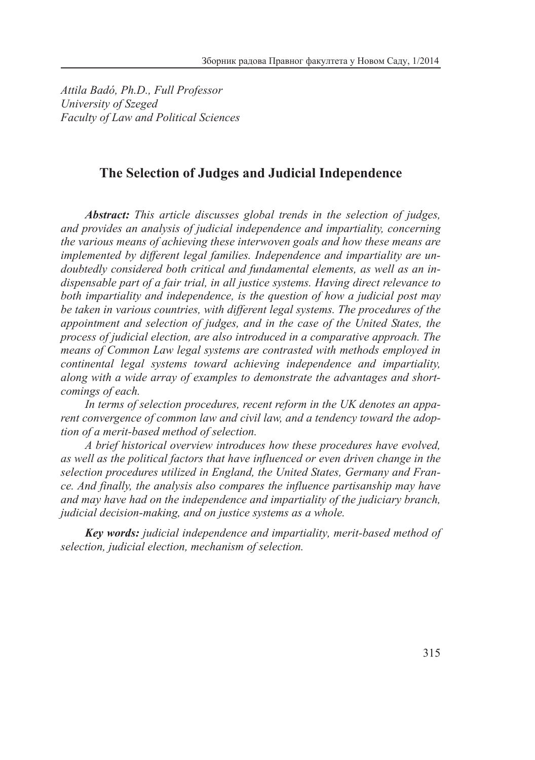*Attila Badó, Ph.D., Full Professor*
*University of Szeged*
*Faculty of Law and Political Sciences*

## The Selection of Judges and Judicial Independence

***Abstract:*** *This article discusses global trends in the selection of judges, and provides an analysis of judicial independence and impartiality, concerning the various means of achieving these interwoven goals and how these means are implemented by different legal families. Independence and impartiality are undoubtedly considered both critical and fundamental elements, as well as an indispensable part of a fair trial, in all justice systems. Having direct relevance to both impartiality and independence, is the question of how a judicial post may be taken in various countries, with different legal systems. The procedures of the appointment and selection of judges, and in the case of the United States, the process of judicial election, are also introduced in a comparative approach. The means of Common Law legal systems are contrasted with methods employed in continental legal systems toward achieving independence and impartiality, along with a wide array of examples to demonstrate the advantages and shortcomings of each.*

*In terms of selection procedures, recent reform in the UK denotes an apparent convergence of common law and civil law, and a tendency toward the adoption of a merit-based method of selection.*

*A brief historical overview introduces how these procedures have evolved, as well as the political factors that have influenced or even driven change in the selection procedures utilized in England, the United States, Germany and France. And finally, the analysis also compares the influence partisanship may have and may have had on the independence and impartiality of the judiciary branch, judicial decision-making, and on justice systems as a whole.*

***Key words:*** *judicial independence and impartiality, merit-based method of selection, judicial election, mechanism of selection.*